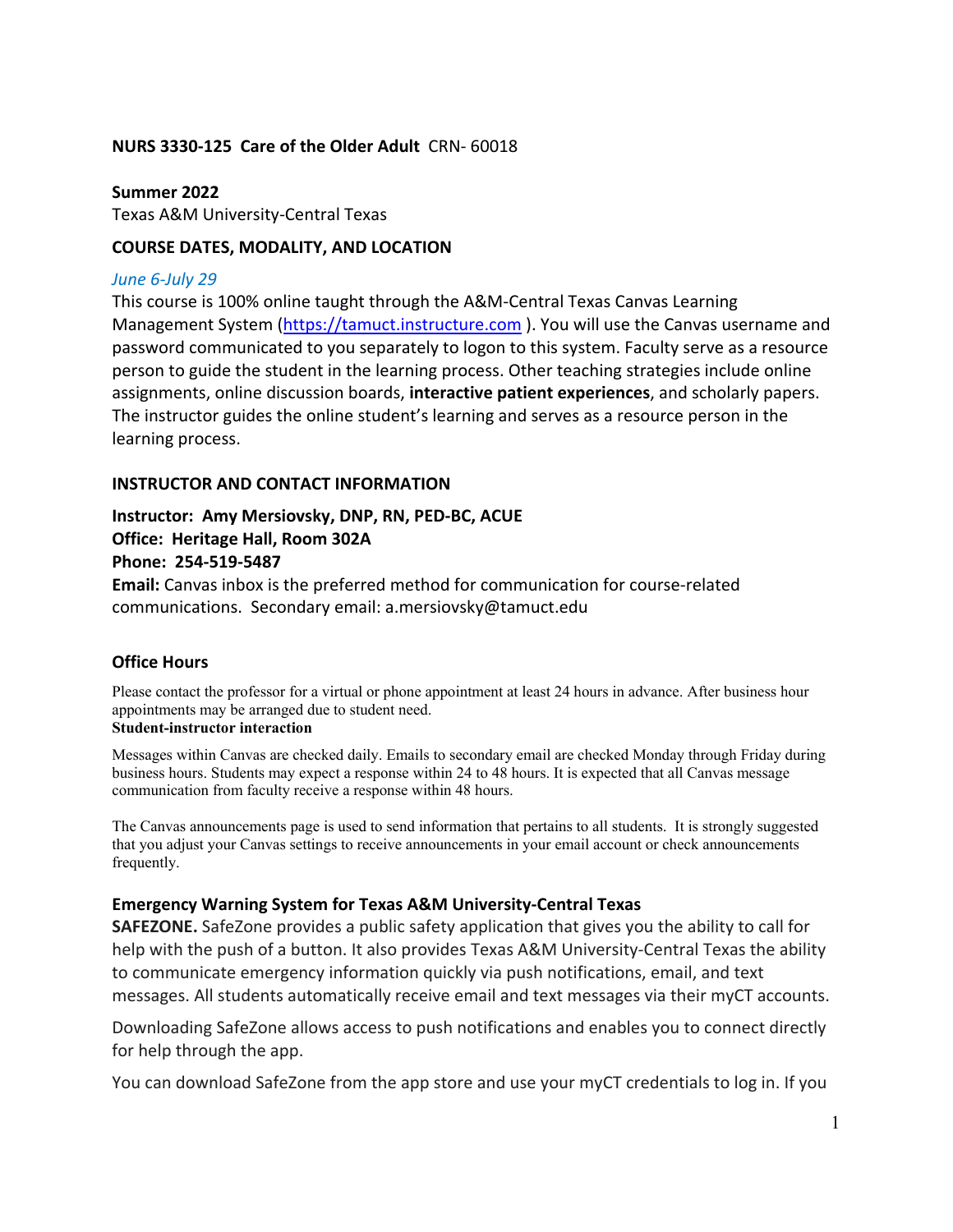**NURS 3330-125 Care of the Older Adult** CRN- 60018

**Summer 2022**
Texas A&M University-Central Texas

**COURSE DATES, MODALITY, AND LOCATION**

*June 6-July 29*
This course is 100% online taught through the A&M-Central Texas Canvas Learning Management System (https://tamuct.instructure.com ). You will use the Canvas username and password communicated to you separately to logon to this system. Faculty serve as a resource person to guide the student in the learning process. Other teaching strategies include online assignments, online discussion boards, **interactive patient experiences**, and scholarly papers. The instructor guides the online student's learning and serves as a resource person in the learning process.

**INSTRUCTOR AND CONTACT INFORMATION**

**Instructor: Amy Mersiovsky, DNP, RN, PED-BC, ACUE**
**Office: Heritage Hall, Room 302A**
**Phone: 254-519-5487**
**Email:** Canvas inbox is the preferred method for communication for course-related communications. Secondary email: a.mersiovsky@tamuct.edu

**Office Hours**

Please contact the professor for a virtual or phone appointment at least 24 hours in advance. After business hour appointments may be arranged due to student need.

**Student-instructor interaction**

Messages within Canvas are checked daily. Emails to secondary email are checked Monday through Friday during business hours. Students may expect a response within 24 to 48 hours. It is expected that all Canvas message communication from faculty receive a response within 48 hours.

The Canvas announcements page is used to send information that pertains to all students. It is strongly suggested that you adjust your Canvas settings to receive announcements in your email account or check announcements frequently.

**Emergency Warning System for Texas A&M University-Central Texas**

**SAFEZONE.** SafeZone provides a public safety application that gives you the ability to call for help with the push of a button. It also provides Texas A&M University-Central Texas the ability to communicate emergency information quickly via push notifications, email, and text messages. All students automatically receive email and text messages via their myCT accounts.

Downloading SafeZone allows access to push notifications and enables you to connect directly for help through the app.

You can download SafeZone from the app store and use your myCT credentials to log in. If you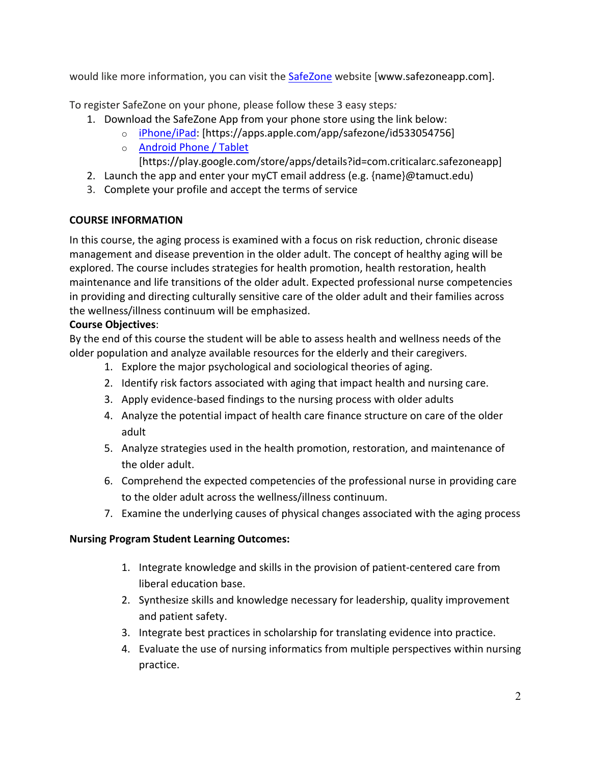would like more information, you can visit the SafeZone website [www.safezoneapp.com].

To register SafeZone on your phone, please follow these 3 easy steps*:*

1. Download the SafeZone App from your phone store using the link below:
   - iPhone/iPad: [https://apps.apple.com/app/safezone/id533054756]
   - Android Phone / Tablet [https://play.google.com/store/apps/details?id=com.criticalarc.safezoneapp]
2. Launch the app and enter your myCT email address (e.g. {name}@tamuct.edu)
3. Complete your profile and accept the terms of service

## COURSE INFORMATION

In this course, the aging process is examined with a focus on risk reduction, chronic disease management and disease prevention in the older adult. The concept of healthy aging will be explored. The course includes strategies for health promotion, health restoration, health maintenance and life transitions of the older adult. Expected professional nurse competencies in providing and directing culturally sensitive care of the older adult and their families across the wellness/illness continuum will be emphasized.

**Course Objectives**:

By the end of this course the student will be able to assess health and wellness needs of the older population and analyze available resources for the elderly and their caregivers.

1. Explore the major psychological and sociological theories of aging.
2. Identify risk factors associated with aging that impact health and nursing care.
3. Apply evidence-based findings to the nursing process with older adults
4. Analyze the potential impact of health care finance structure on care of the older adult
5. Analyze strategies used in the health promotion, restoration, and maintenance of the older adult.
6. Comprehend the expected competencies of the professional nurse in providing care to the older adult across the wellness/illness continuum.
7. Examine the underlying causes of physical changes associated with the aging process

**Nursing Program Student Learning Outcomes:**

1. Integrate knowledge and skills in the provision of patient-centered care from liberal education base.
2. Synthesize skills and knowledge necessary for leadership, quality improvement and patient safety.
3. Integrate best practices in scholarship for translating evidence into practice.
4. Evaluate the use of nursing informatics from multiple perspectives within nursing practice.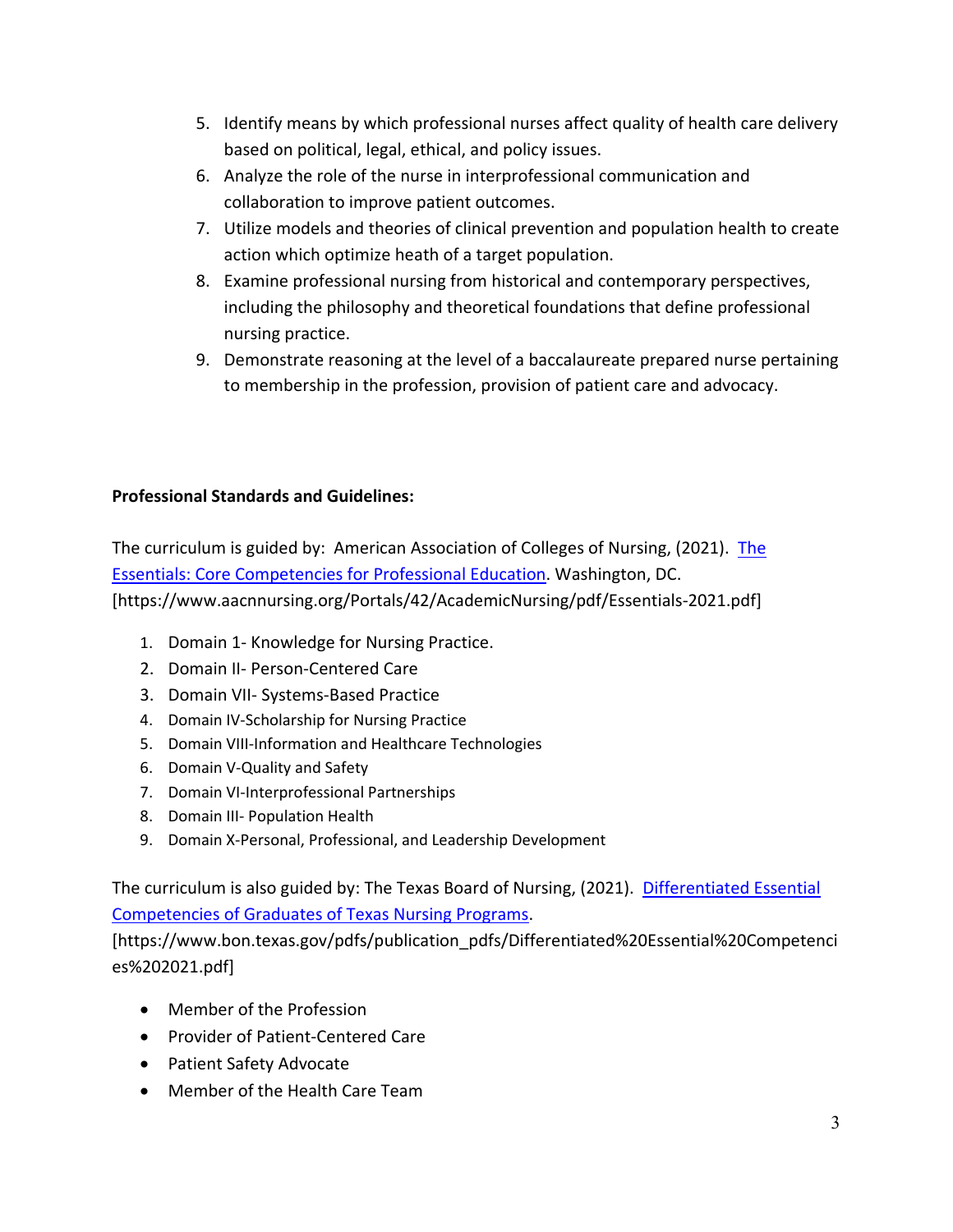5. Identify means by which professional nurses affect quality of health care delivery based on political, legal, ethical, and policy issues.
6. Analyze the role of the nurse in interprofessional communication and collaboration to improve patient outcomes.
7. Utilize models and theories of clinical prevention and population health to create action which optimize heath of a target population.
8. Examine professional nursing from historical and contemporary perspectives, including the philosophy and theoretical foundations that define professional nursing practice.
9. Demonstrate reasoning at the level of a baccalaureate prepared nurse pertaining to membership in the profession, provision of patient care and advocacy.

**Professional Standards and Guidelines:**

The curriculum is guided by: American Association of Colleges of Nursing, (2021). [The Essentials: Core Competencies for Professional Education](https://www.aacnnursing.org/Portals/42/AcademicNursing/pdf/Essentials-2021.pdf). Washington, DC. [https://www.aacnnursing.org/Portals/42/AcademicNursing/pdf/Essentials-2021.pdf]

1. Domain 1- Knowledge for Nursing Practice.
2. Domain II- Person-Centered Care
3. Domain VII- Systems-Based Practice
4. Domain IV-Scholarship for Nursing Practice
5. Domain VIII-Information and Healthcare Technologies
6. Domain V-Quality and Safety
7. Domain VI-Interprofessional Partnerships
8. Domain III- Population Health
9. Domain X-Personal, Professional, and Leadership Development

The curriculum is also guided by: The Texas Board of Nursing, (2021). [Differentiated Essential Competencies of Graduates of Texas Nursing Programs](https://www.bon.texas.gov/pdfs/publication_pdfs/Differentiated%20Essential%20Competencies%202021.pdf). [https://www.bon.texas.gov/pdfs/publication_pdfs/Differentiated%20Essential%20Competencies%202021.pdf]

- Member of the Profession
- Provider of Patient-Centered Care
- Patient Safety Advocate
- Member of the Health Care Team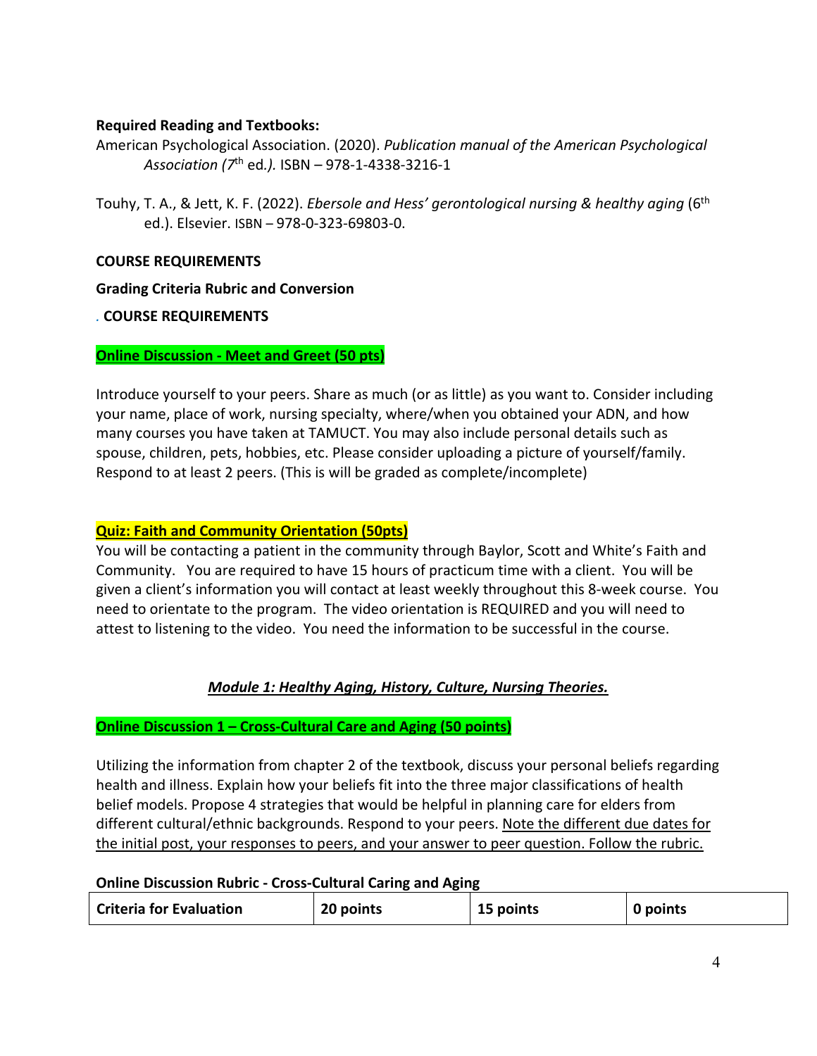**Required Reading and Textbooks:**

American Psychological Association. (2020). *Publication manual of the American Psychological Association (7th ed.).* ISBN – 978-1-4338-3216-1

Touhy, T. A., & Jett, K. F. (2022). *Ebersole and Hess' gerontological nursing & healthy aging* (6th ed.). Elsevier. ISBN – 978-0-323-69803-0.

**COURSE REQUIREMENTS**

**Grading Criteria Rubric and Conversion**

. **COURSE REQUIREMENTS**

**Online Discussion - Meet and Greet (50 pts)**

Introduce yourself to your peers. Share as much (or as little) as you want to. Consider including your name, place of work, nursing specialty, where/when you obtained your ADN, and how many courses you have taken at TAMUCT. You may also include personal details such as spouse, children, pets, hobbies, etc. Please consider uploading a picture of yourself/family. Respond to at least 2 peers. (This is will be graded as complete/incomplete)

**Quiz: Faith and Community Orientation (50pts)**

You will be contacting a patient in the community through Baylor, Scott and White's Faith and Community. You are required to have 15 hours of practicum time with a client. You will be given a client's information you will contact at least weekly throughout this 8-week course. You need to orientate to the program. The video orientation is REQUIRED and you will need to attest to listening to the video. You need the information to be successful in the course.

### *Module 1: Healthy Aging, History, Culture, Nursing Theories.*

**Online Discussion 1 – Cross-Cultural Care and Aging (50 points)**

Utilizing the information from chapter 2 of the textbook, discuss your personal beliefs regarding health and illness. Explain how your beliefs fit into the three major classifications of health belief models. Propose 4 strategies that would be helpful in planning care for elders from different cultural/ethnic backgrounds. Respond to your peers. Note the different due dates for the initial post, your responses to peers, and your answer to peer question. Follow the rubric.

**Online Discussion Rubric - Cross-Cultural Caring and Aging**

| Criteria for Evaluation | 20 points | 15 points | 0 points |
|---|---|---|---|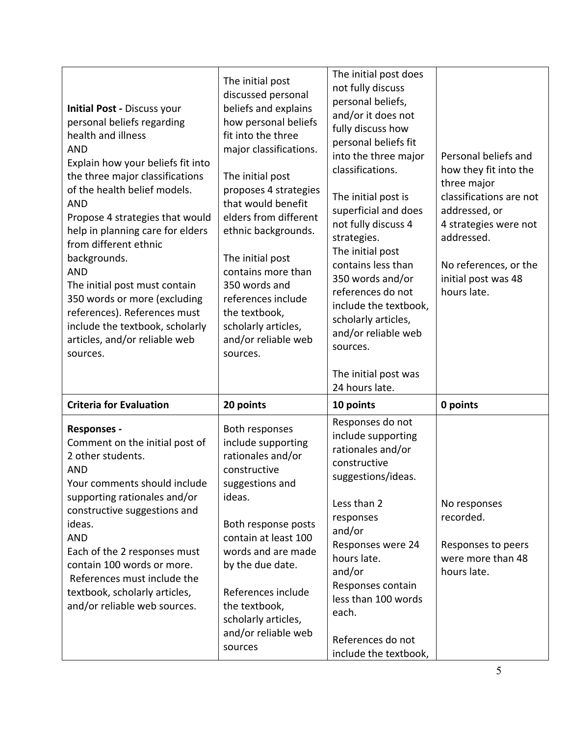| **Initial Post -** Discuss your personal beliefs regarding health and illness<br>AND<br>Explain how your beliefs fit into the three major classifications of the health belief models.<br>AND<br>Propose 4 strategies that would help in planning care for elders from different ethnic backgrounds.<br>AND<br>The initial post must contain 350 words or more (excluding references). References must include the textbook, scholarly articles, and/or reliable web sources. | The initial post discussed personal beliefs and explains how personal beliefs fit into the three major classifications.<br><br>The initial post proposes 4 strategies that would benefit elders from different ethnic backgrounds.<br><br>The initial post contains more than 350 words and references include the textbook, scholarly articles, and/or reliable web sources. | The initial post does not fully discuss personal beliefs, and/or it does not fully discuss how personal beliefs fit into the three major classifications.<br><br>The initial post is superficial and does not fully discuss 4 strategies.<br>The initial post contains less than 350 words and/or references do not include the textbook, scholarly articles, and/or reliable web sources.<br><br>The initial post was 24 hours late. | Personal beliefs and how they fit into the three major classifications are not addressed, or<br>4 strategies were not addressed.<br><br>No references, or the initial post was 48 hours late. |
|---|---|---|---|
| **Criteria for Evaluation** | **20 points** | **10 points** | **0 points** |
| **Responses -**<br>Comment on the initial post of 2 other students.<br>AND<br>Your comments should include supporting rationales and/or constructive suggestions and ideas.<br>AND<br>Each of the 2 responses must contain 100 words or more.<br>References must include the textbook, scholarly articles, and/or reliable web sources. | Both responses include supporting rationales and/or constructive suggestions and ideas.<br><br>Both response posts contain at least 100 words and are made by the due date.<br><br>References include the textbook, scholarly articles, and/or reliable web sources | Responses do not include supporting rationales and/or constructive suggestions/ideas.<br><br>Less than 2 responses<br>and/or<br>Responses were 24 hours late.<br>and/or<br>Responses contain less than 100 words each.<br><br>References do not include the textbook, | No responses recorded.<br><br>Responses to peers were more than 48 hours late. |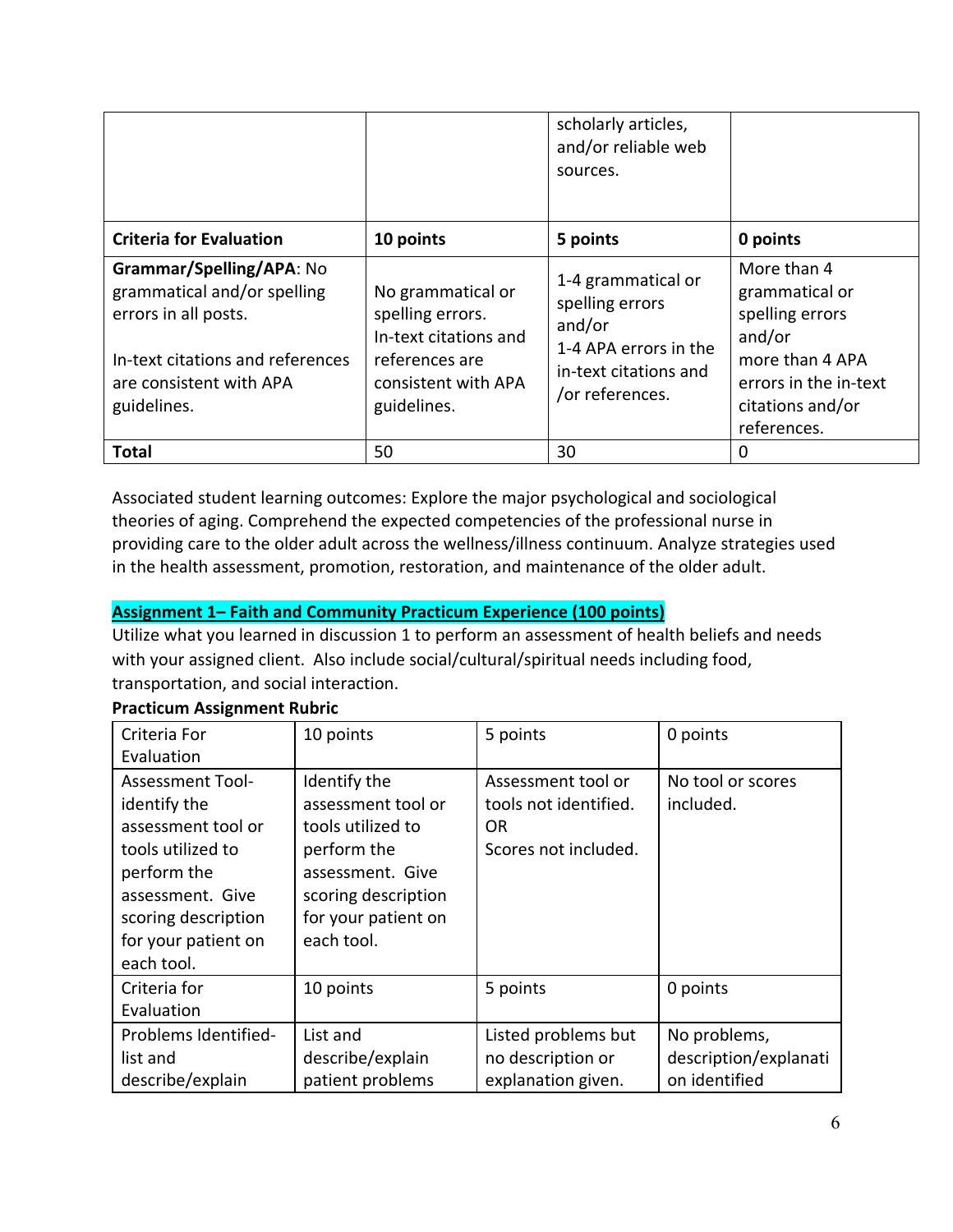| | | scholarly articles, and/or reliable web sources. | |
|---|---|---|---|
| **Criteria for Evaluation** | **10 points** | **5 points** | **0 points** |
| **Grammar/Spelling/APA**: No grammatical and/or spelling errors in all posts. In-text citations and references are consistent with APA guidelines. | No grammatical or spelling errors. In-text citations and references are consistent with APA guidelines. | 1-4 grammatical or spelling errors and/or 1-4 APA errors in the in-text citations and /or references. | More than 4 grammatical or spelling errors and/or more than 4 APA errors in the in-text citations and/or references. |
| **Total** | 50 | 30 | 0 |

Associated student learning outcomes: Explore the major psychological and sociological theories of aging. Comprehend the expected competencies of the professional nurse in providing care to the older adult across the wellness/illness continuum. Analyze strategies used in the health assessment, promotion, restoration, and maintenance of the older adult.

**Assignment 1– Faith and Community Practicum Experience (100 points)**

Utilize what you learned in discussion 1 to perform an assessment of health beliefs and needs with your assigned client. Also include social/cultural/spiritual needs including food, transportation, and social interaction.

**Practicum Assignment Rubric**

| Criteria For Evaluation | 10 points | 5 points | 0 points |
|---|---|---|---|
| Assessment Tool- identify the assessment tool or tools utilized to perform the assessment. Give scoring description for your patient on each tool. | Identify the assessment tool or tools utilized to perform the assessment. Give scoring description for your patient on each tool. | Assessment tool or tools not identified. OR Scores not included. | No tool or scores included. |
| Criteria for Evaluation | 10 points | 5 points | 0 points |
| Problems Identified- list and describe/explain | List and describe/explain patient problems | Listed problems but no description or explanation given. | No problems, description/explanation identified |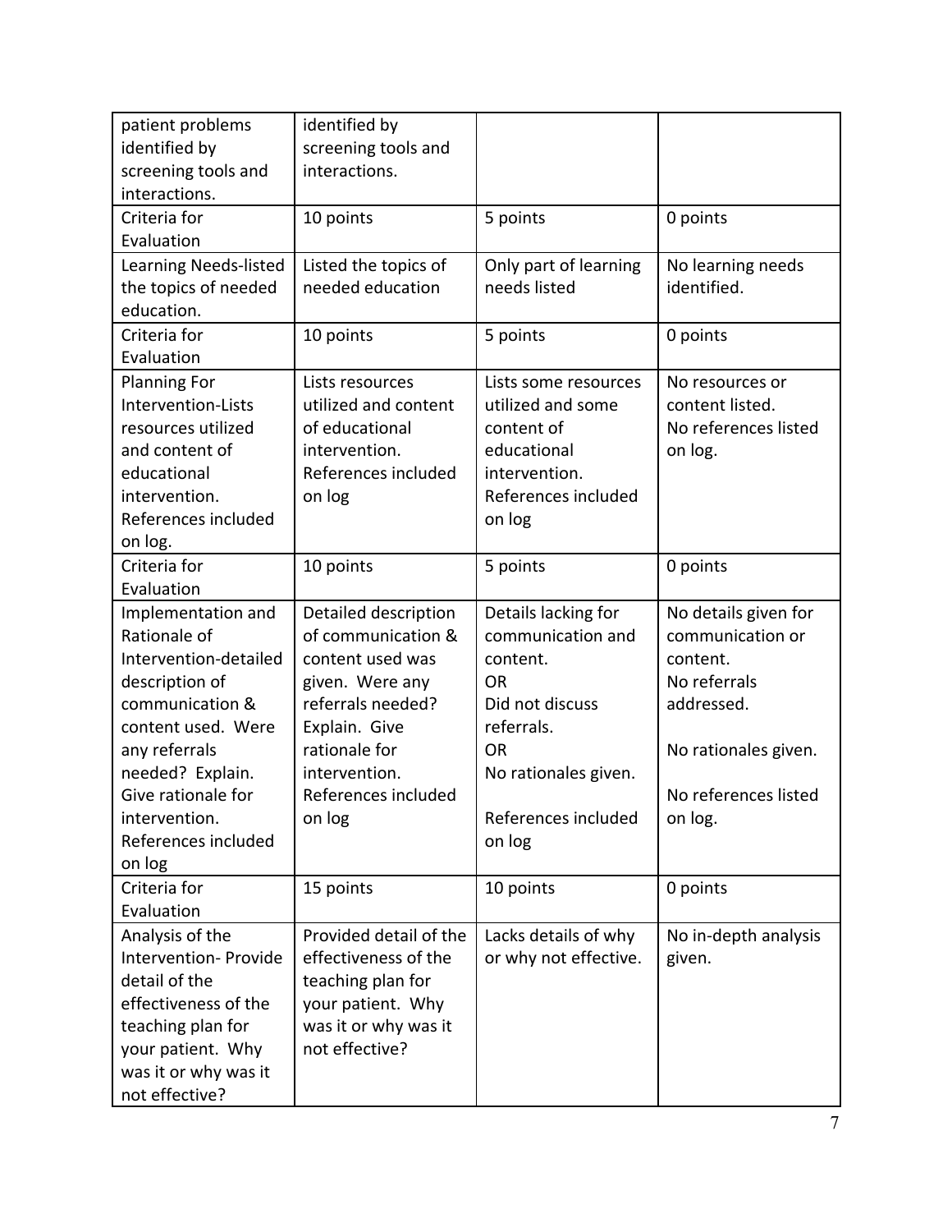| | | | |
|---|---|---|---|
| patient problems identified by screening tools and interactions. | identified by screening tools and interactions. | | |
| Criteria for Evaluation | 10 points | 5 points | 0 points |
| Learning Needs-listed the topics of needed education. | Listed the topics of needed education | Only part of learning needs listed | No learning needs identified. |
| Criteria for Evaluation | 10 points | 5 points | 0 points |
| Planning For Intervention-Lists resources utilized and content of educational intervention. References included on log. | Lists resources utilized and content of educational intervention. References included on log | Lists some resources utilized and some content of educational intervention. References included on log | No resources or content listed. No references listed on log. |
| Criteria for Evaluation | 10 points | 5 points | 0 points |
| Implementation and Rationale of Intervention-detailed description of communication & content used. Were any referrals needed? Explain. Give rationale for intervention. References included on log | Detailed description of communication & content used was given. Were any referrals needed? Explain. Give rationale for intervention. References included on log | Details lacking for communication and content. OR Did not discuss referrals. OR No rationales given. References included on log | No details given for communication or content. No referrals addressed. No rationales given. No references listed on log. |
| Criteria for Evaluation | 15 points | 10 points | 0 points |
| Analysis of the Intervention- Provide detail of the effectiveness of the teaching plan for your patient. Why was it or why was it not effective? | Provided detail of the effectiveness of the teaching plan for your patient. Why was it or why was it not effective? | Lacks details of why or why not effective. | No in-depth analysis given. |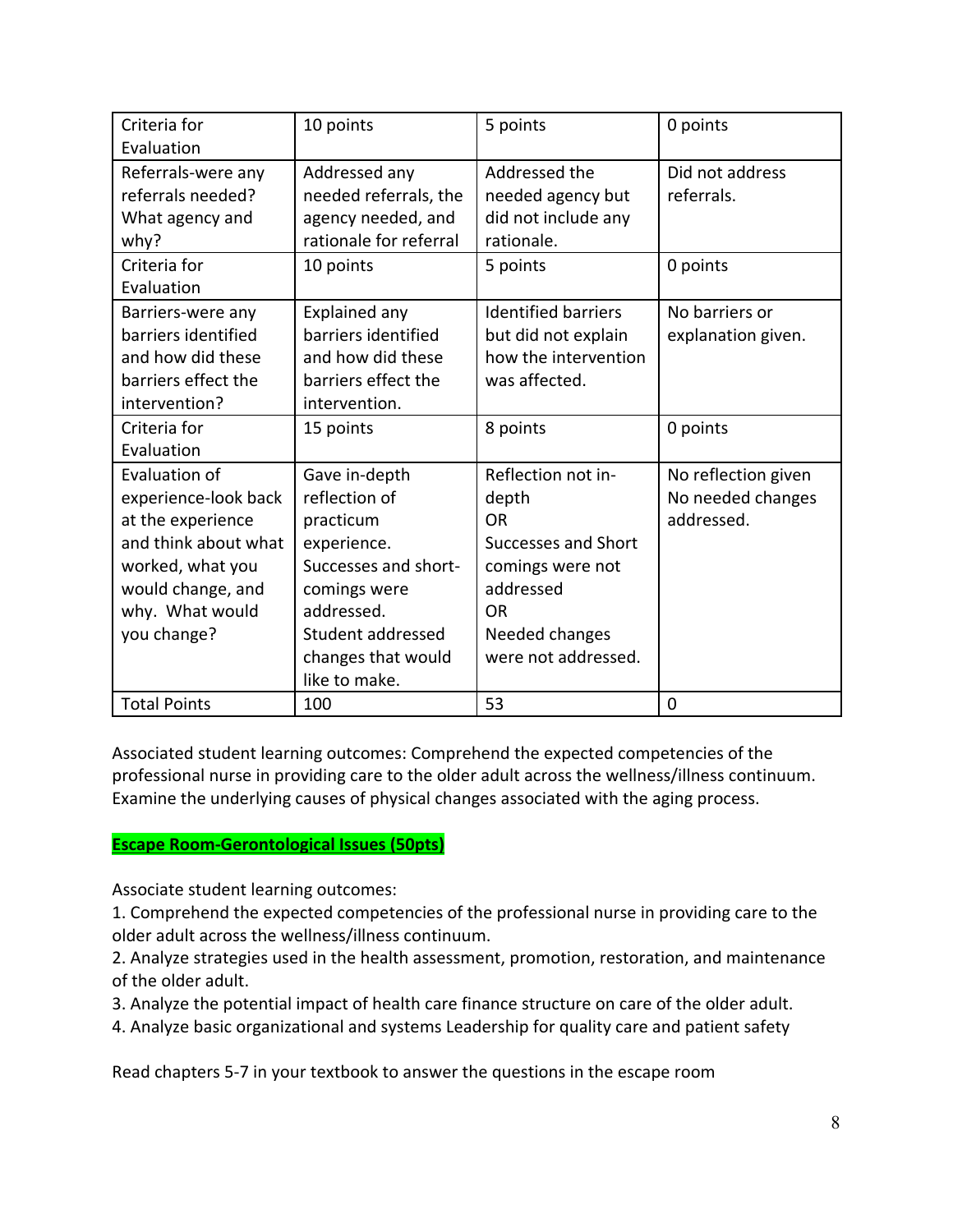| Criteria for Evaluation | 10 points | 5 points | 0 points |
|---|---|---|---|
| Referrals-were any referrals needed? What agency and why? | Addressed any needed referrals, the agency needed, and rationale for referral | Addressed the needed agency but did not include any rationale. | Did not address referrals. |
| Criteria for Evaluation | 10 points | 5 points | 0 points |
| Barriers-were any barriers identified and how did these barriers effect the intervention? | Explained any barriers identified and how did these barriers effect the intervention. | Identified barriers but did not explain how the intervention was affected. | No barriers or explanation given. |
| Criteria for Evaluation | 15 points | 8 points | 0 points |
| Evaluation of experience-look back at the experience and think about what worked, what you would change, and why. What would you change? | Gave in-depth reflection of practicum experience. Successes and short-comings were addressed. Student addressed changes that would like to make. | Reflection not in-depth OR Successes and Short comings were not addressed OR Needed changes were not addressed. | No reflection given No needed changes addressed. |
| Total Points | 100 | 53 | 0 |

Associated student learning outcomes: Comprehend the expected competencies of the professional nurse in providing care to the older adult across the wellness/illness continuum. Examine the underlying causes of physical changes associated with the aging process.

**Escape Room-Gerontological Issues (50pts)**

Associate student learning outcomes:

1. Comprehend the expected competencies of the professional nurse in providing care to the older adult across the wellness/illness continuum.
2. Analyze strategies used in the health assessment, promotion, restoration, and maintenance of the older adult.
3. Analyze the potential impact of health care finance structure on care of the older adult.
4. Analyze basic organizational and systems Leadership for quality care and patient safety

Read chapters 5-7 in your textbook to answer the questions in the escape room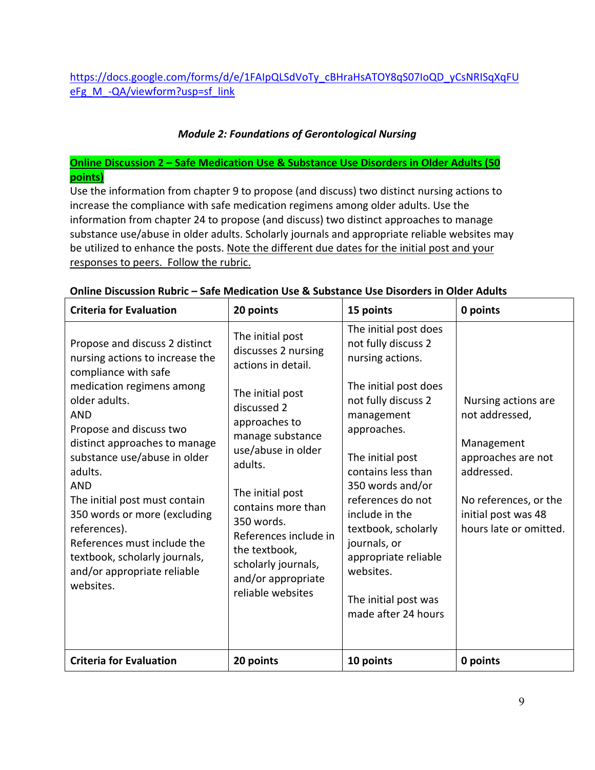https://docs.google.com/forms/d/e/1FAIpQLSdVoTy_cBHraHsATOY8qS07IoQD_yCsNRISqXqFUeFg_M_-QA/viewform?usp=sf_link

### *Module 2: Foundations of Gerontological Nursing*

**Online Discussion 2 – Safe Medication Use & Substance Use Disorders in Older Adults (50 points)**

Use the information from chapter 9 to propose (and discuss) two distinct nursing actions to increase the compliance with safe medication regimens among older adults. Use the information from chapter 24 to propose (and discuss) two distinct approaches to manage substance use/abuse in older adults. Scholarly journals and appropriate reliable websites may be utilized to enhance the posts. Note the different due dates for the initial post and your responses to peers. Follow the rubric.

**Online Discussion Rubric – Safe Medication Use & Substance Use Disorders in Older Adults**

| Criteria for Evaluation | 20 points | 15 points | 0 points |
|---|---|---|---|
| Propose and discuss 2 distinct nursing actions to increase the compliance with safe medication regimens among older adults.<br>AND<br>Propose and discuss two distinct approaches to manage substance use/abuse in older adults.<br>AND<br>The initial post must contain 350 words or more (excluding references).<br>References must include the textbook, scholarly journals, and/or appropriate reliable websites. | The initial post discusses 2 nursing actions in detail.<br><br>The initial post discussed 2 approaches to manage substance use/abuse in older adults.<br><br>The initial post contains more than 350 words. References include in the textbook, scholarly journals, and/or appropriate reliable websites | The initial post does not fully discuss 2 nursing actions.<br><br>The initial post does not fully discuss 2 management approaches.<br><br>The initial post contains less than 350 words and/or references do not include in the textbook, scholarly journals, or appropriate reliable websites.<br><br>The initial post was made after 24 hours | Nursing actions are not addressed,<br><br>Management approaches are not addressed.<br><br>No references, or the initial post was 48 hours late or omitted. |
| **Criteria for Evaluation** | **20 points** | **10 points** | **0 points** |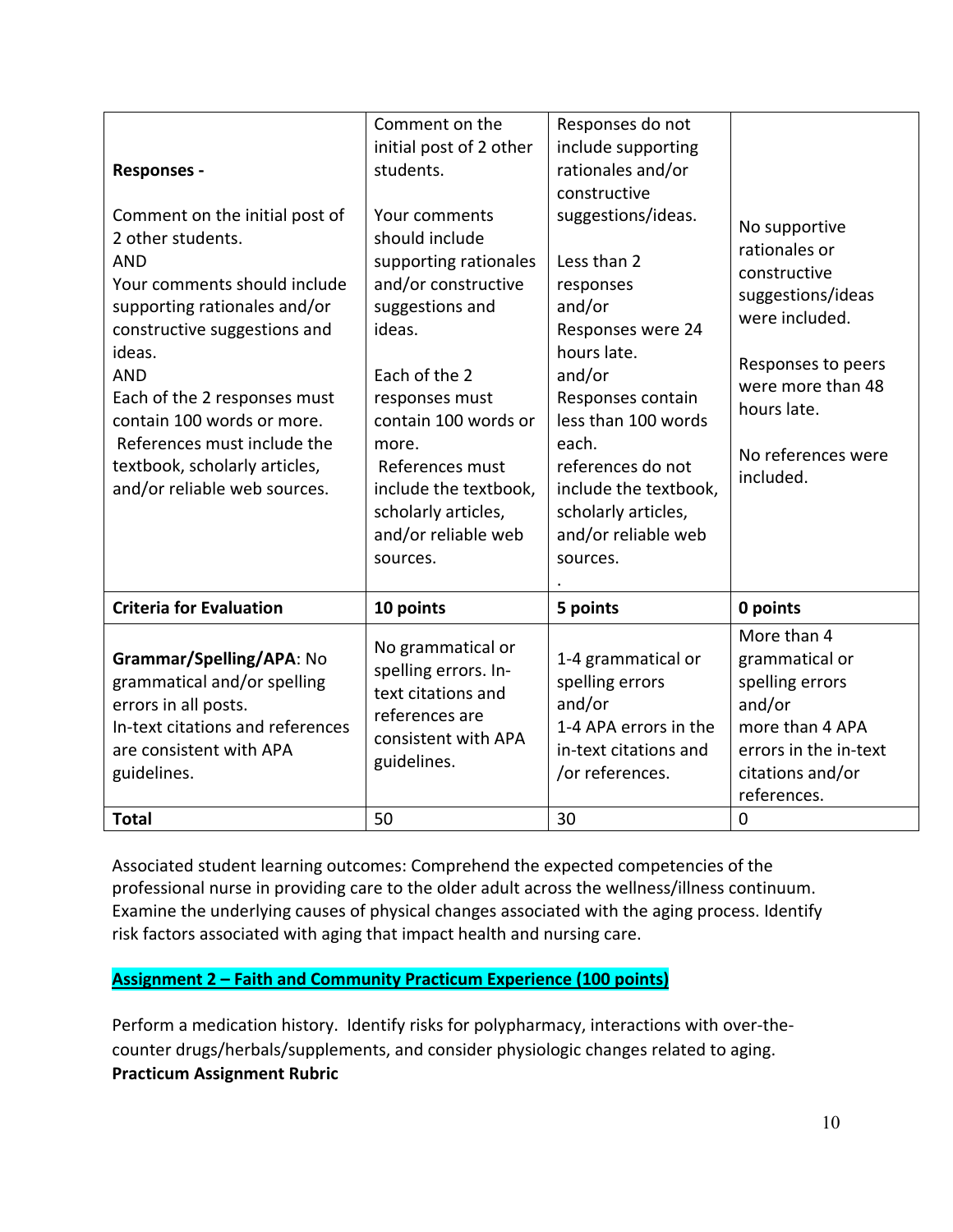| **Responses -**<br><br>Comment on the initial post of 2 other students.<br>AND<br>Your comments should include supporting rationales and/or constructive suggestions and ideas.<br>AND<br>Each of the 2 responses must contain 100 words or more.<br>References must include the textbook, scholarly articles, and/or reliable web sources. | Comment on the initial post of 2 other students.<br><br>Your comments should include supporting rationales and/or constructive suggestions and ideas.<br><br>Each of the 2 responses must contain 100 words or more.<br>References must include the textbook, scholarly articles, and/or reliable web sources. | Responses do not include supporting rationales and/or constructive suggestions/ideas.<br><br>Less than 2 responses<br>and/or<br>Responses were 24 hours late.<br>and/or<br>Responses contain less than 100 words each.<br>references do not include the textbook, scholarly articles, and/or reliable web sources.<br>. | No supportive rationales or constructive suggestions/ideas were included.<br><br>Responses to peers were more than 48 hours late.<br><br>No references were included. |
|---|---|---|---|
| **Criteria for Evaluation** | **10 points** | **5 points** | **0 points** |
| **Grammar/Spelling/APA**: No grammatical and/or spelling errors in all posts.<br>In-text citations and references are consistent with APA guidelines. | No grammatical or spelling errors. In-text citations and references are consistent with APA guidelines. | 1-4 grammatical or spelling errors<br>and/or<br>1-4 APA errors in the in-text citations and /or references. | More than 4 grammatical or spelling errors<br>and/or<br>more than 4 APA errors in the in-text citations and/or references. |
| **Total** | 50 | 30 | 0 |

Associated student learning outcomes: Comprehend the expected competencies of the professional nurse in providing care to the older adult across the wellness/illness continuum. Examine the underlying causes of physical changes associated with the aging process. Identify risk factors associated with aging that impact health and nursing care.

**Assignment 2 – Faith and Community Practicum Experience (100 points)**

Perform a medication history. Identify risks for polypharmacy, interactions with over-the-counter drugs/herbals/supplements, and consider physiologic changes related to aging.

**Practicum Assignment Rubric**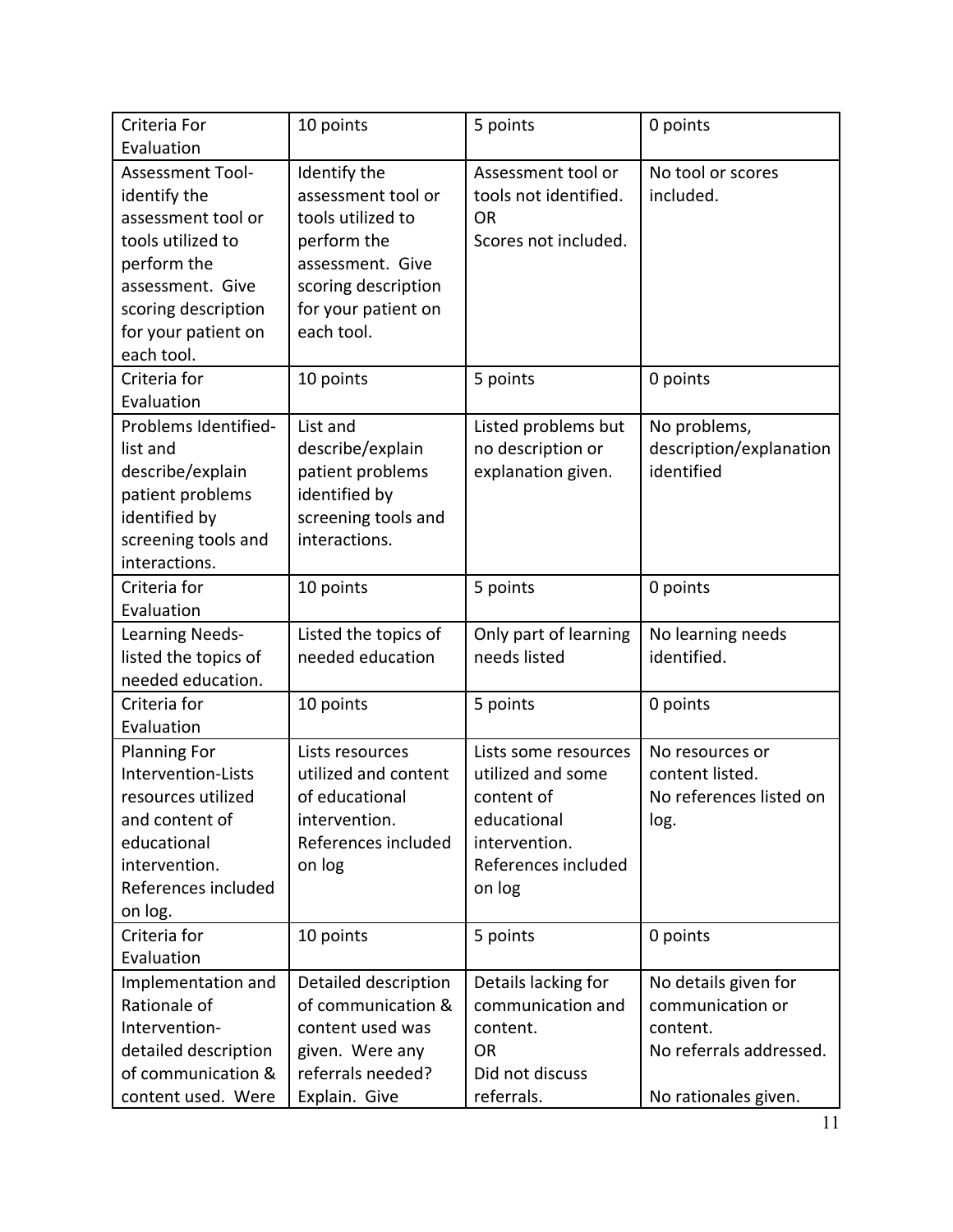| Criteria For Evaluation | 10 points | 5 points | 0 points |
|---|---|---|---|
| Assessment Tool- identify the assessment tool or tools utilized to perform the assessment. Give scoring description for your patient on each tool. | Identify the assessment tool or tools utilized to perform the assessment. Give scoring description for your patient on each tool. | Assessment tool or tools not identified. OR Scores not included. | No tool or scores included. |
| Criteria for Evaluation | 10 points | 5 points | 0 points |
| Problems Identified- list and describe/explain patient problems identified by screening tools and interactions. | List and describe/explain patient problems identified by screening tools and interactions. | Listed problems but no description or explanation given. | No problems, description/explanation identified |
| Criteria for Evaluation | 10 points | 5 points | 0 points |
| Learning Needs- listed the topics of needed education. | Listed the topics of needed education | Only part of learning needs listed | No learning needs identified. |
| Criteria for Evaluation | 10 points | 5 points | 0 points |
| Planning For Intervention-Lists resources utilized and content of educational intervention. References included on log. | Lists resources utilized and content of educational intervention. References included on log | Lists some resources utilized and some content of educational intervention. References included on log | No resources or content listed. No references listed on log. |
| Criteria for Evaluation | 10 points | 5 points | 0 points |
| Implementation and Rationale of Intervention- detailed description of communication & content used. Were | Detailed description of communication & content used was given. Were any referrals needed? Explain. Give | Details lacking for communication and content. OR Did not discuss referrals. | No details given for communication or content. No referrals addressed. No rationales given. |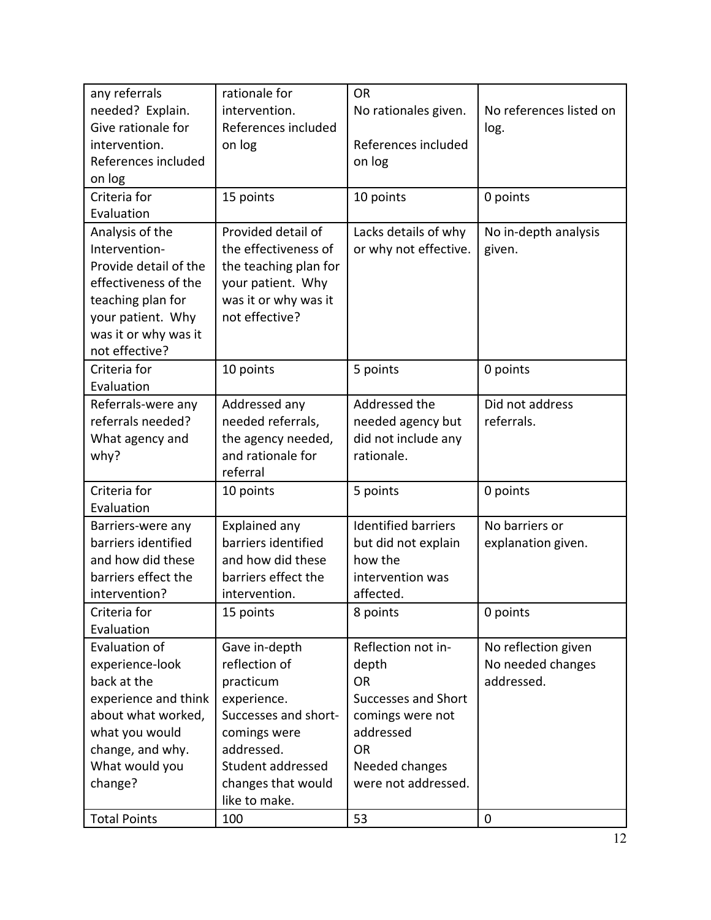| any referrals needed? Explain. Give rationale for intervention. References included on log | rationale for intervention. References included on log | OR No rationales given. References included on log | No references listed on log. |
| --- | --- | --- | --- |
| Criteria for Evaluation | 15 points | 10 points | 0 points |
| Analysis of the Intervention- Provide detail of the effectiveness of the teaching plan for your patient. Why was it or why was it not effective? | Provided detail of the effectiveness of the teaching plan for your patient. Why was it or why was it not effective? | Lacks details of why or why not effective. | No in-depth analysis given. |
| Criteria for Evaluation | 10 points | 5 points | 0 points |
| Referrals-were any referrals needed? What agency and why? | Addressed any needed referrals, the agency needed, and rationale for referral | Addressed the needed agency but did not include any rationale. | Did not address referrals. |
| Criteria for Evaluation | 10 points | 5 points | 0 points |
| Barriers-were any barriers identified and how did these barriers effect the intervention? | Explained any barriers identified and how did these barriers effect the intervention. | Identified barriers but did not explain how the intervention was affected. | No barriers or explanation given. |
| Criteria for Evaluation | 15 points | 8 points | 0 points |
| Evaluation of experience-look back at the experience and think about what worked, what you would change, and why. What would you change? | Gave in-depth reflection of practicum experience. Successes and short-comings were addressed. Student addressed changes that would like to make. | Reflection not in-depth OR Successes and Short comings were not addressed OR Needed changes were not addressed. | No reflection given No needed changes addressed. |
| Total Points | 100 | 53 | 0 |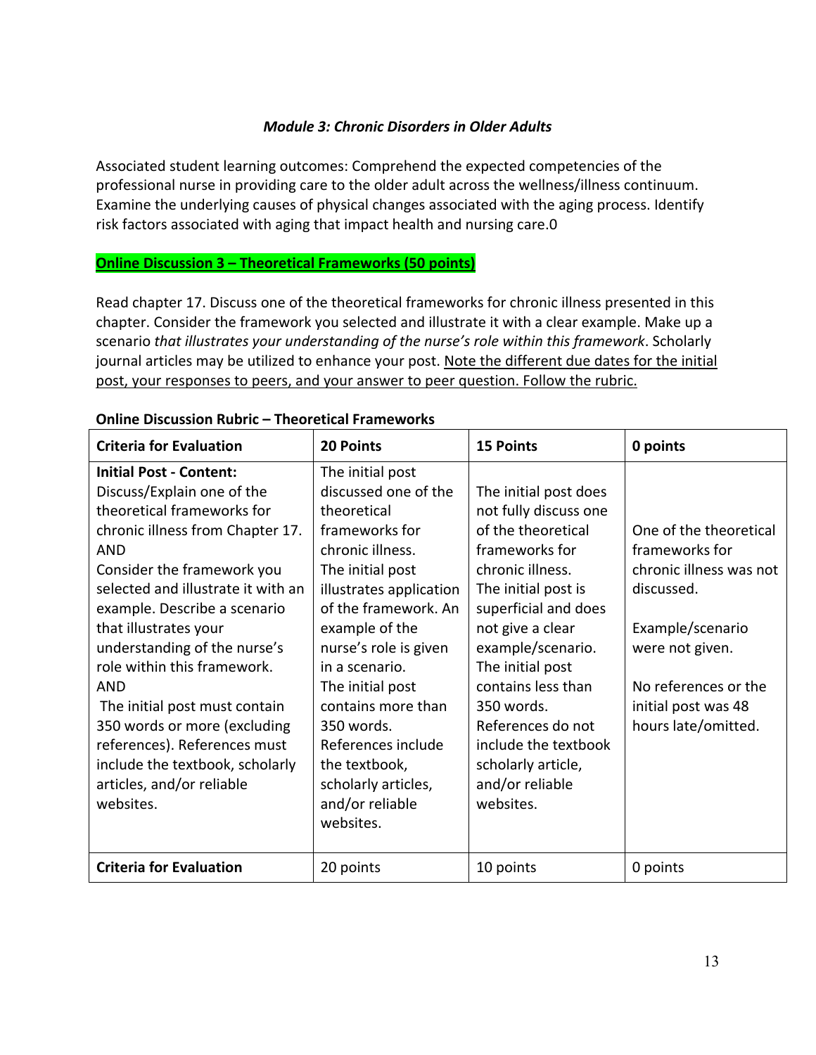### *Module 3: Chronic Disorders in Older Adults*

Associated student learning outcomes: Comprehend the expected competencies of the professional nurse in providing care to the older adult across the wellness/illness continuum. Examine the underlying causes of physical changes associated with the aging process. Identify risk factors associated with aging that impact health and nursing care.0

**Online Discussion 3 – Theoretical Frameworks (50 points)**

Read chapter 17. Discuss one of the theoretical frameworks for chronic illness presented in this chapter. Consider the framework you selected and illustrate it with a clear example. Make up a scenario *that illustrates your understanding of the nurse's role within this framework*. Scholarly journal articles may be utilized to enhance your post. Note the different due dates for the initial post, your responses to peers, and your answer to peer question. Follow the rubric.

**Online Discussion Rubric – Theoretical Frameworks**

| **Criteria for Evaluation** | **20 Points** | **15 Points** | **0 points** |
|---|---|---|---|
| **Initial Post - Content:** Discuss/Explain one of the theoretical frameworks for chronic illness from Chapter 17. AND Consider the framework you selected and illustrate it with an example. Describe a scenario that illustrates your understanding of the nurse's role within this framework. AND The initial post must contain 350 words or more (excluding references). References must include the textbook, scholarly articles, and/or reliable websites. | The initial post discussed one of the theoretical frameworks for chronic illness. The initial post illustrates application of the framework. An example of the nurse's role is given in a scenario. The initial post contains more than 350 words. References include the textbook, scholarly articles, and/or reliable websites. | The initial post does not fully discuss one of the theoretical frameworks for chronic illness. The initial post is superficial and does not give a clear example/scenario. The initial post contains less than 350 words. References do not include the textbook scholarly article, and/or reliable websites. | One of the theoretical frameworks for chronic illness was not discussed. Example/scenario were not given. No references or the initial post was 48 hours late/omitted. |
| **Criteria for Evaluation** | 20 points | 10 points | 0 points |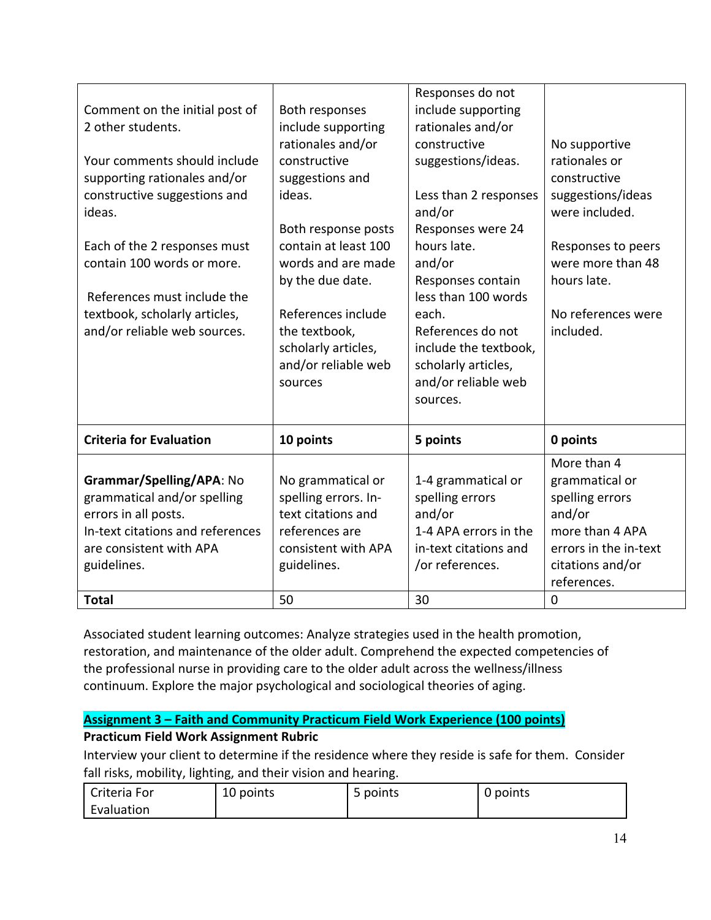| | | | |
|---|---|---|---|
| Comment on the initial post of 2 other students.<br><br>Your comments should include supporting rationales and/or constructive suggestions and ideas.<br><br>Each of the 2 responses must contain 100 words or more.<br><br>References must include the textbook, scholarly articles, and/or reliable web sources. | Both responses include supporting rationales and/or constructive suggestions and ideas.<br><br>Both response posts contain at least 100 words and are made by the due date.<br><br>References include the textbook, scholarly articles, and/or reliable web sources | Responses do not include supporting rationales and/or constructive suggestions/ideas.<br><br>Less than 2 responses and/or Responses were 24 hours late. and/or Responses contain less than 100 words each. References do not include the textbook, scholarly articles, and/or reliable web sources. | No supportive rationales or constructive suggestions/ideas were included.<br><br>Responses to peers were more than 48 hours late.<br><br>No references were included. |
| **Criteria for Evaluation** | **10 points** | **5 points** | **0 points** |
| **Grammar/Spelling/APA**: No grammatical and/or spelling errors in all posts. In-text citations and references are consistent with APA guidelines. | No grammatical or spelling errors. In-text citations and references are consistent with APA guidelines. | 1-4 grammatical or spelling errors and/or 1-4 APA errors in the in-text citations and /or references. | More than 4 grammatical or spelling errors and/or more than 4 APA errors in the in-text citations and/or references. |
| **Total** | 50 | 30 | 0 |

Associated student learning outcomes: Analyze strategies used in the health promotion, restoration, and maintenance of the older adult. Comprehend the expected competencies of the professional nurse in providing care to the older adult across the wellness/illness continuum. Explore the major psychological and sociological theories of aging.

**Assignment 3 – Faith and Community Practicum Field Work Experience (100 points)**

**Practicum Field Work Assignment Rubric**

Interview your client to determine if the residence where they reside is safe for them. Consider fall risks, mobility, lighting, and their vision and hearing.

| Criteria For Evaluation | 10 points | 5 points | 0 points |
|---|---|---|---|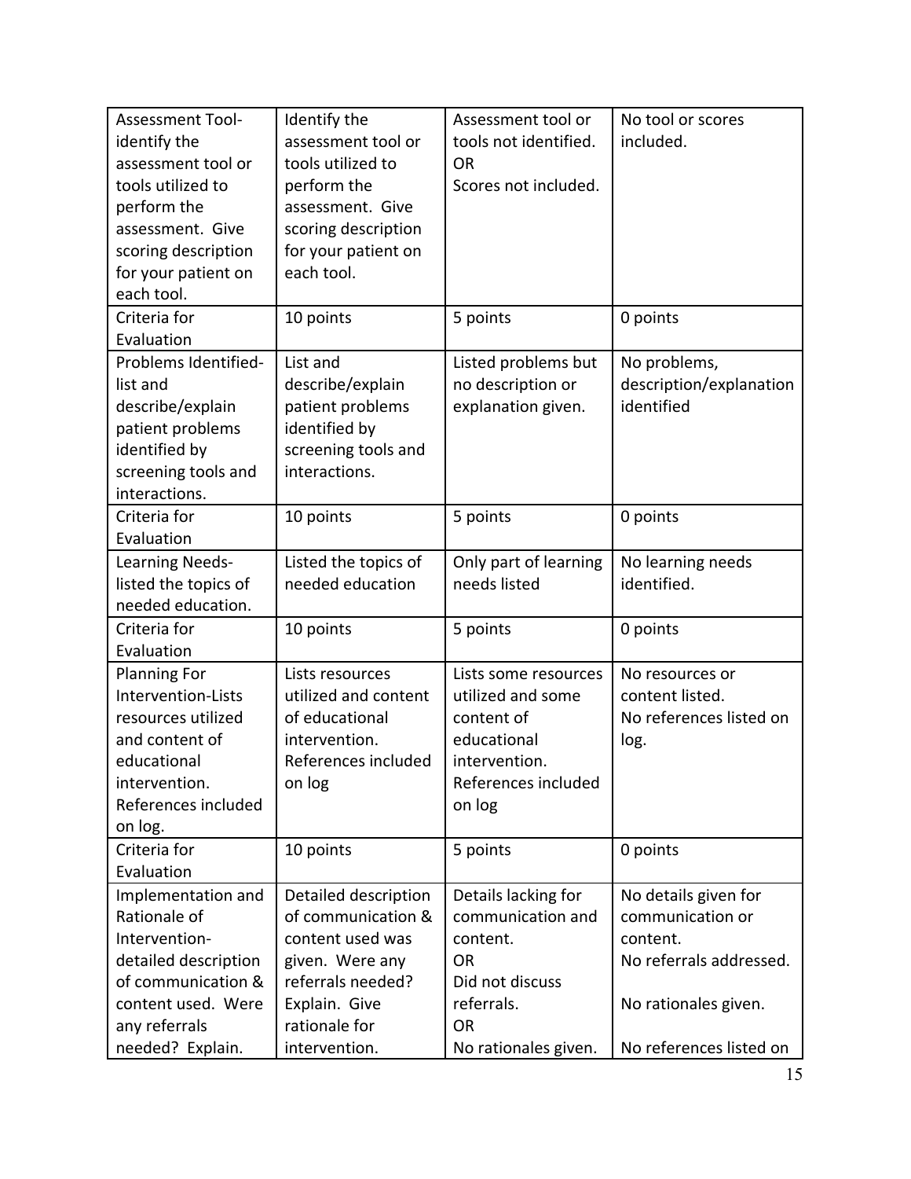| Assessment Tool- identify the assessment tool or tools utilized to perform the assessment. Give scoring description for your patient on each tool. | Identify the assessment tool or tools utilized to perform the assessment. Give scoring description for your patient on each tool. | Assessment tool or tools not identified. OR Scores not included. | No tool or scores included. |
|---|---|---|---|
| Criteria for Evaluation | 10 points | 5 points | 0 points |
| Problems Identified- list and describe/explain patient problems identified by screening tools and interactions. | List and describe/explain patient problems identified by screening tools and interactions. | Listed problems but no description or explanation given. | No problems, description/explanation identified |
| Criteria for Evaluation | 10 points | 5 points | 0 points |
| Learning Needs- listed the topics of needed education. | Listed the topics of needed education | Only part of learning needs listed | No learning needs identified. |
| Criteria for Evaluation | 10 points | 5 points | 0 points |
| Planning For Intervention-Lists resources utilized and content of educational intervention. References included on log. | Lists resources utilized and content of educational intervention. References included on log | Lists some resources utilized and some content of educational intervention. References included on log | No resources or content listed. No references listed on log. |
| Criteria for Evaluation | 10 points | 5 points | 0 points |
| Implementation and Rationale of Intervention- detailed description of communication & content used. Were any referrals needed? Explain. | Detailed description of communication & content used was given. Were any referrals needed? Explain. Give rationale for intervention. | Details lacking for communication and content. OR Did not discuss referrals. OR No rationales given. | No details given for communication or content. No referrals addressed. No rationales given. No references listed on |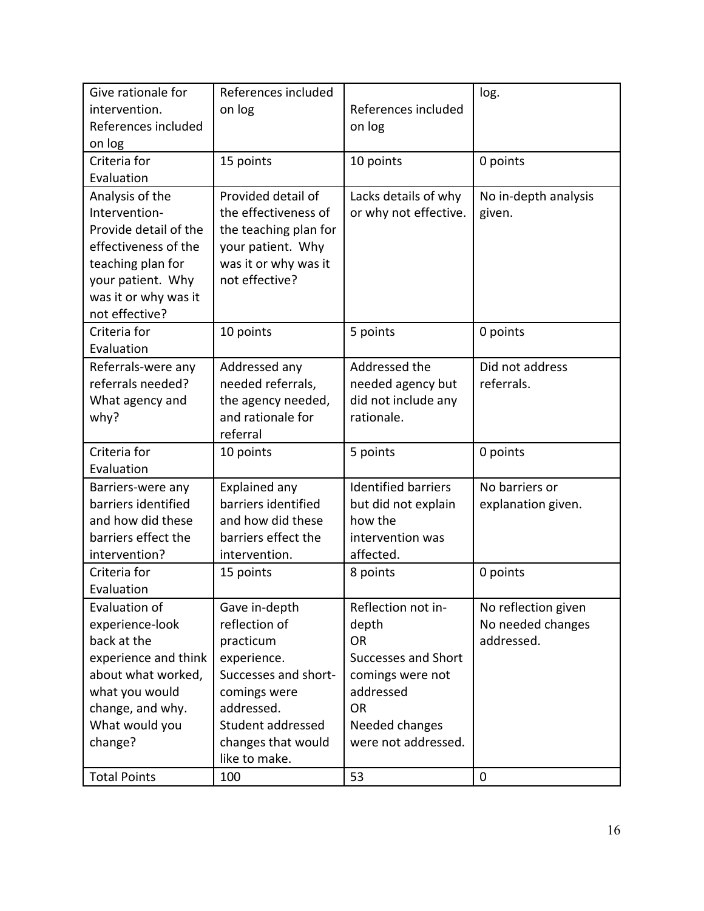| Give rationale for intervention. References included on log | References included on log | References included on log | log. |
|---|---|---|---|
| Criteria for Evaluation | 15 points | 10 points | 0 points |
| Analysis of the Intervention- Provide detail of the effectiveness of the teaching plan for your patient. Why was it or why was it not effective? | Provided detail of the effectiveness of the teaching plan for your patient. Why was it or why was it not effective? | Lacks details of why or why not effective. | No in-depth analysis given. |
| Criteria for Evaluation | 10 points | 5 points | 0 points |
| Referrals-were any referrals needed? What agency and why? | Addressed any needed referrals, the agency needed, and rationale for referral | Addressed the needed agency but did not include any rationale. | Did not address referrals. |
| Criteria for Evaluation | 10 points | 5 points | 0 points |
| Barriers-were any barriers identified and how did these barriers effect the intervention? | Explained any barriers identified and how did these barriers effect the intervention. | Identified barriers but did not explain how the intervention was affected. | No barriers or explanation given. |
| Criteria for Evaluation | 15 points | 8 points | 0 points |
| Evaluation of experience-look back at the experience and think about what worked, what you would change, and why. What would you change? | Gave in-depth reflection of practicum experience. Successes and short-comings were addressed. Student addressed changes that would like to make. | Reflection not in-depth OR Successes and Short comings were not addressed OR Needed changes were not addressed. | No reflection given No needed changes addressed. |
| Total Points | 100 | 53 | 0 |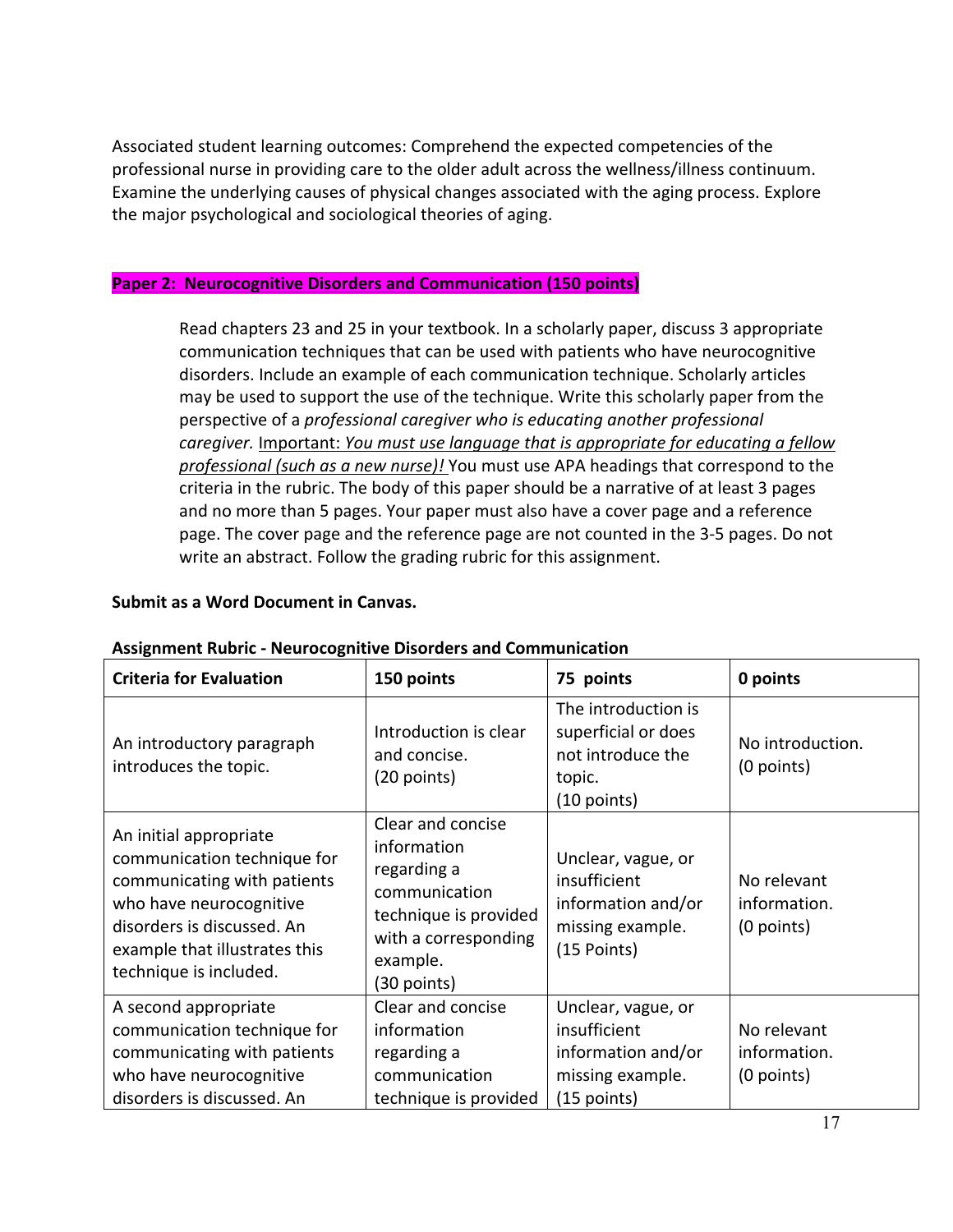Associated student learning outcomes: Comprehend the expected competencies of the professional nurse in providing care to the older adult across the wellness/illness continuum. Examine the underlying causes of physical changes associated with the aging process. Explore the major psychological and sociological theories of aging.

**Paper 2: Neurocognitive Disorders and Communication (150 points)**

Read chapters 23 and 25 in your textbook. In a scholarly paper, discuss 3 appropriate communication techniques that can be used with patients who have neurocognitive disorders. Include an example of each communication technique. Scholarly articles may be used to support the use of the technique. Write this scholarly paper from the perspective of a *professional caregiver who is educating another professional caregiver.* Important: *You must use language that is appropriate for educating a fellow professional (such as a new nurse)!* You must use APA headings that correspond to the criteria in the rubric. The body of this paper should be a narrative of at least 3 pages and no more than 5 pages. Your paper must also have a cover page and a reference page. The cover page and the reference page are not counted in the 3-5 pages. Do not write an abstract. Follow the grading rubric for this assignment.

**Submit as a Word Document in Canvas.**

**Assignment Rubric - Neurocognitive Disorders and Communication**

| **Criteria for Evaluation** | **150 points** | **75 points** | **0 points** |
|---|---|---|---|
| An introductory paragraph introduces the topic. | Introduction is clear and concise. (20 points) | The introduction is superficial or does not introduce the topic. (10 points) | No introduction. (0 points) |
| An initial appropriate communication technique for communicating with patients who have neurocognitive disorders is discussed. An example that illustrates this technique is included. | Clear and concise information regarding a communication technique is provided with a corresponding example. (30 points) | Unclear, vague, or insufficient information and/or missing example. (15 Points) | No relevant information. (0 points) |
| A second appropriate communication technique for communicating with patients who have neurocognitive disorders is discussed. An | Clear and concise information regarding a communication technique is provided | Unclear, vague, or insufficient information and/or missing example. (15 points) | No relevant information. (0 points) |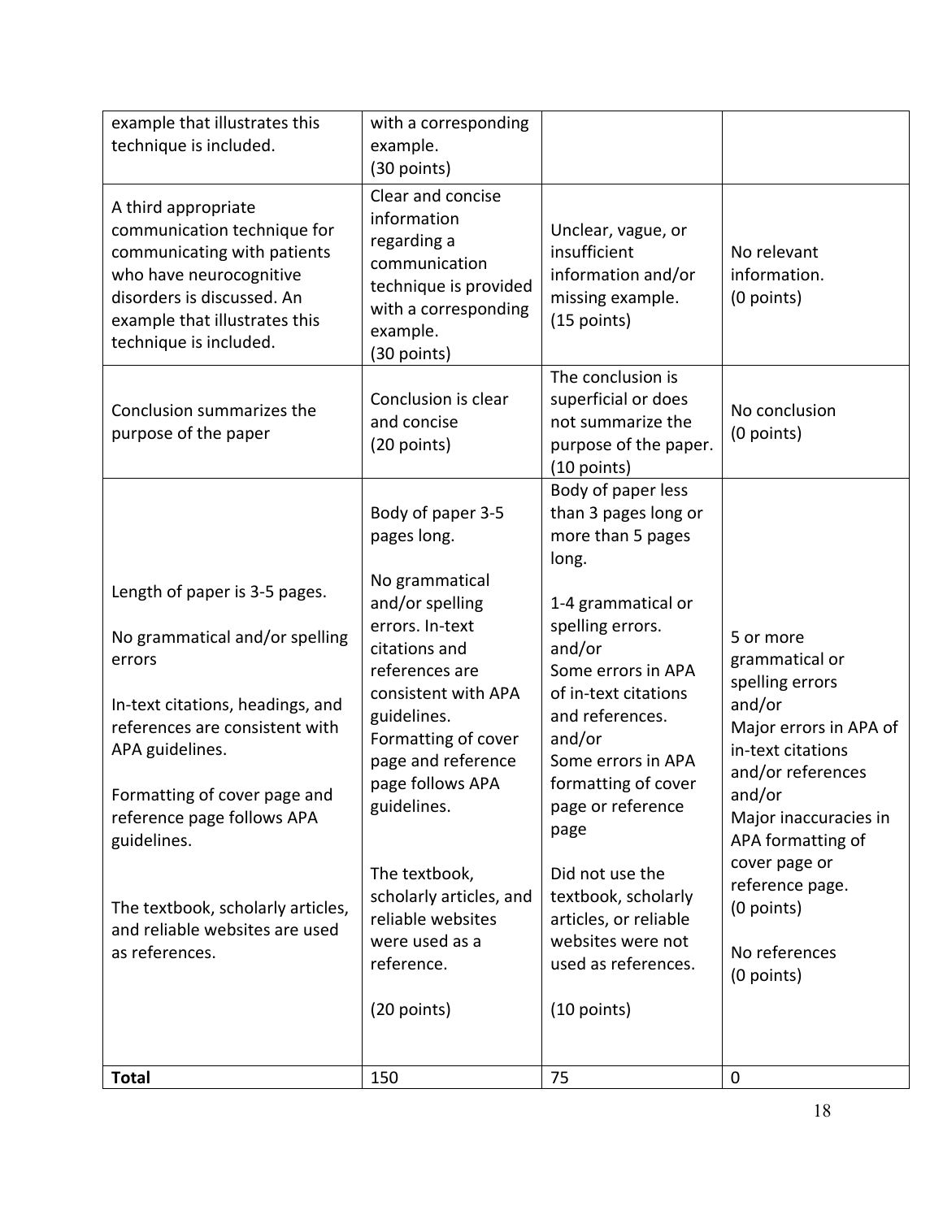| | | | |
|---|---|---|---|
| example that illustrates this technique is included. | with a corresponding example. (30 points) | | |
| A third appropriate communication technique for communicating with patients who have neurocognitive disorders is discussed. An example that illustrates this technique is included. | Clear and concise information regarding a communication technique is provided with a corresponding example. (30 points) | Unclear, vague, or insufficient information and/or missing example. (15 points) | No relevant information. (0 points) |
| Conclusion summarizes the purpose of the paper | Conclusion is clear and concise (20 points) | The conclusion is superficial or does not summarize the purpose of the paper. (10 points) | No conclusion (0 points) |
| Length of paper is 3-5 pages.<br><br>No grammatical and/or spelling errors<br><br>In-text citations, headings, and references are consistent with APA guidelines.<br><br>Formatting of cover page and reference page follows APA guidelines.<br><br>The textbook, scholarly articles, and reliable websites are used as references. | Body of paper 3-5 pages long.<br><br>No grammatical and/or spelling errors. In-text citations and references are consistent with APA guidelines. Formatting of cover page and reference page follows APA guidelines.<br><br>The textbook, scholarly articles, and reliable websites were used as a reference.<br><br>(20 points) | Body of paper less than 3 pages long or more than 5 pages long.<br><br>1-4 grammatical or spelling errors. and/or Some errors in APA of in-text citations and references. and/or Some errors in APA formatting of cover page or reference page<br><br>Did not use the textbook, scholarly articles, or reliable websites were not used as references.<br><br>(10 points) | 5 or more grammatical or spelling errors and/or Major errors in APA of in-text citations and/or references and/or Major inaccuracies in APA formatting of cover page or reference page. (0 points)<br><br>No references (0 points) |
| **Total** | 150 | 75 | 0 |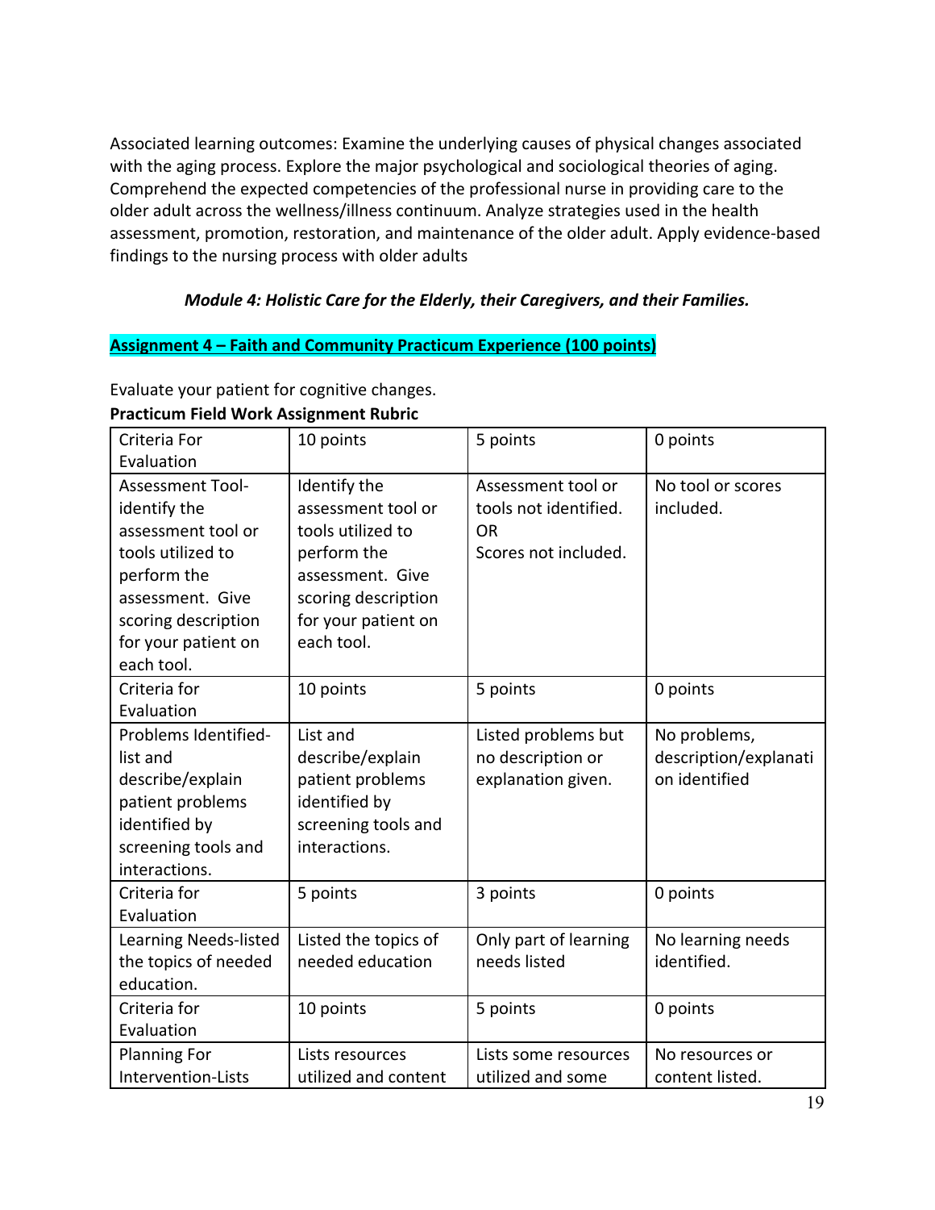Associated learning outcomes: Examine the underlying causes of physical changes associated with the aging process. Explore the major psychological and sociological theories of aging. Comprehend the expected competencies of the professional nurse in providing care to the older adult across the wellness/illness continuum. Analyze strategies used in the health assessment, promotion, restoration, and maintenance of the older adult. Apply evidence-based findings to the nursing process with older adults

### *Module 4: Holistic Care for the Elderly, their Caregivers, and their Families.*

**Assignment 4 – Faith and Community Practicum Experience (100 points)**

Evaluate your patient for cognitive changes.

**Practicum Field Work Assignment Rubric**

| Criteria For Evaluation | 10 points | 5 points | 0 points |
|---|---|---|---|
| Assessment Tool-identify the assessment tool or tools utilized to perform the assessment. Give scoring description for your patient on each tool. | Identify the assessment tool or tools utilized to perform the assessment. Give scoring description for your patient on each tool. | Assessment tool or tools not identified. OR Scores not included. | No tool or scores included. |
| Criteria for Evaluation | 10 points | 5 points | 0 points |
| Problems Identified-list and describe/explain patient problems identified by screening tools and interactions. | List and describe/explain patient problems identified by screening tools and interactions. | Listed problems but no description or explanation given. | No problems, description/explanation identified |
| Criteria for Evaluation | 5 points | 3 points | 0 points |
| Learning Needs-listed the topics of needed education. | Listed the topics of needed education | Only part of learning needs listed | No learning needs identified. |
| Criteria for Evaluation | 10 points | 5 points | 0 points |
| Planning For Intervention-Lists | Lists resources utilized and content | Lists some resources utilized and some | No resources or content listed. |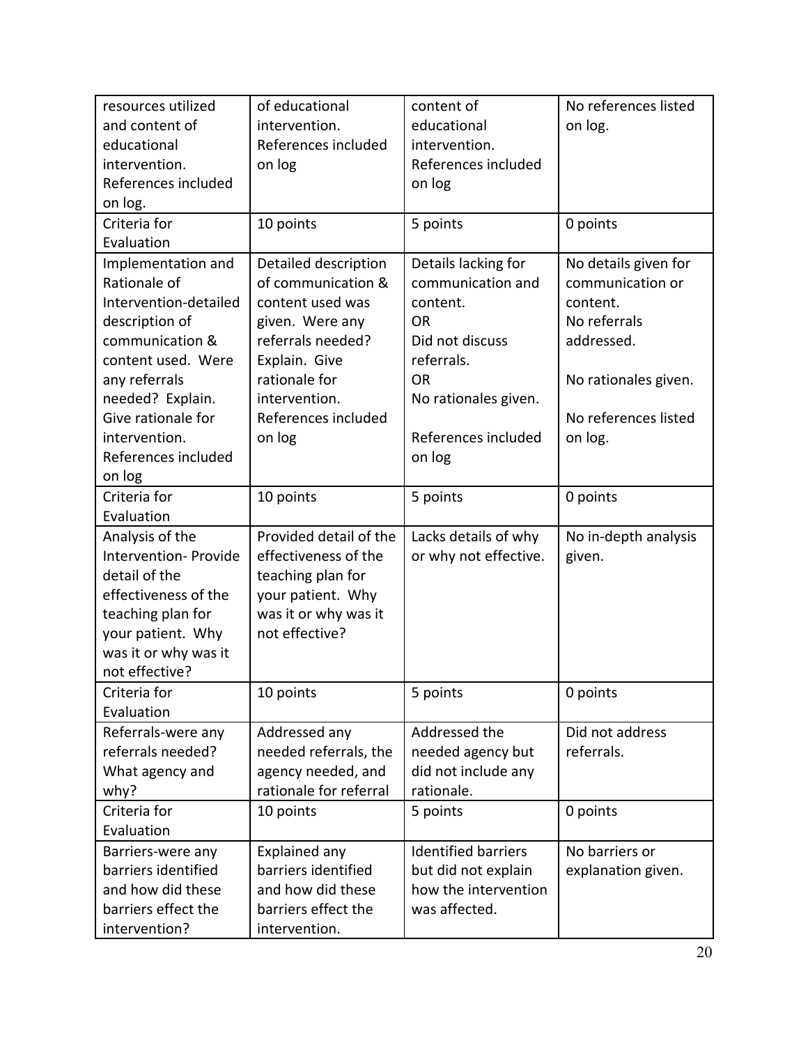| resources utilized and content of educational intervention. References included on log. | of educational intervention. References included on log | content of educational intervention. References included on log | No references listed on log. |
|---|---|---|---|
| Criteria for Evaluation | 10 points | 5 points | 0 points |
| Implementation and Rationale of Intervention-detailed description of communication & content used. Were any referrals needed? Explain. Give rationale for intervention. References included on log | Detailed description of communication & content used was given. Were any referrals needed? Explain. Give rationale for intervention. References included on log | Details lacking for communication and content. OR Did not discuss referrals. OR No rationales given. References included on log | No details given for communication or content. No referrals addressed. No rationales given. No references listed on log. |
| Criteria for Evaluation | 10 points | 5 points | 0 points |
| Analysis of the Intervention- Provide detail of the effectiveness of the teaching plan for your patient. Why was it or why was it not effective? | Provided detail of the effectiveness of the teaching plan for your patient. Why was it or why was it not effective? | Lacks details of why or why not effective. | No in-depth analysis given. |
| Criteria for Evaluation | 10 points | 5 points | 0 points |
| Referrals-were any referrals needed? What agency and why? | Addressed any needed referrals, the agency needed, and rationale for referral | Addressed the needed agency but did not include any rationale. | Did not address referrals. |
| Criteria for Evaluation | 10 points | 5 points | 0 points |
| Barriers-were any barriers identified and how did these barriers effect the intervention? | Explained any barriers identified and how did these barriers effect the intervention. | Identified barriers but did not explain how the intervention was affected. | No barriers or explanation given. |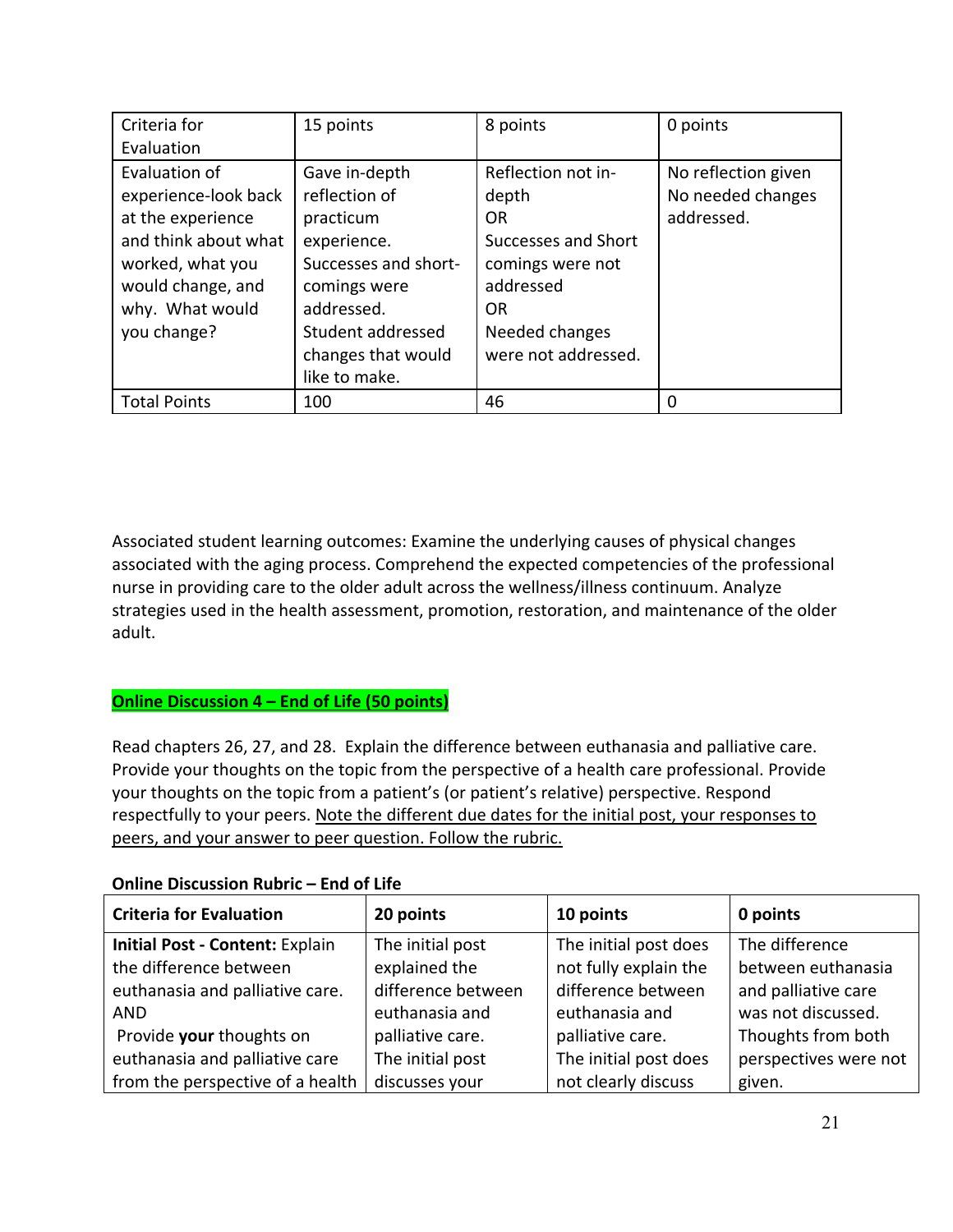| Criteria for Evaluation | 15 points | 8 points | 0 points |
|---|---|---|---|
| Evaluation of experience-look back at the experience and think about what worked, what you would change, and why. What would you change? | Gave in-depth reflection of practicum experience. Successes and short-comings were addressed. Student addressed changes that would like to make. | Reflection not in-depth OR Successes and Short comings were not addressed OR Needed changes were not addressed. | No reflection given No needed changes addressed. |
| Total Points | 100 | 46 | 0 |

Associated student learning outcomes: Examine the underlying causes of physical changes associated with the aging process. Comprehend the expected competencies of the professional nurse in providing care to the older adult across the wellness/illness continuum. Analyze strategies used in the health assessment, promotion, restoration, and maintenance of the older adult.

**Online Discussion 4 – End of Life (50 points)**

Read chapters 26, 27, and 28. Explain the difference between euthanasia and palliative care. Provide your thoughts on the topic from the perspective of a health care professional. Provide your thoughts on the topic from a patient's (or patient's relative) perspective. Respond respectfully to your peers. Note the different due dates for the initial post, your responses to peers, and your answer to peer question. Follow the rubric.

**Online Discussion Rubric – End of Life**

| **Criteria for Evaluation** | **20 points** | **10 points** | **0 points** |
|---|---|---|---|
| **Initial Post - Content:** Explain the difference between euthanasia and palliative care. AND Provide **your** thoughts on euthanasia and palliative care from the perspective of a health | The initial post explained the difference between euthanasia and palliative care. The initial post discusses your | The initial post does not fully explain the difference between euthanasia and palliative care. The initial post does not clearly discuss | The difference between euthanasia and palliative care was not discussed. Thoughts from both perspectives were not given. |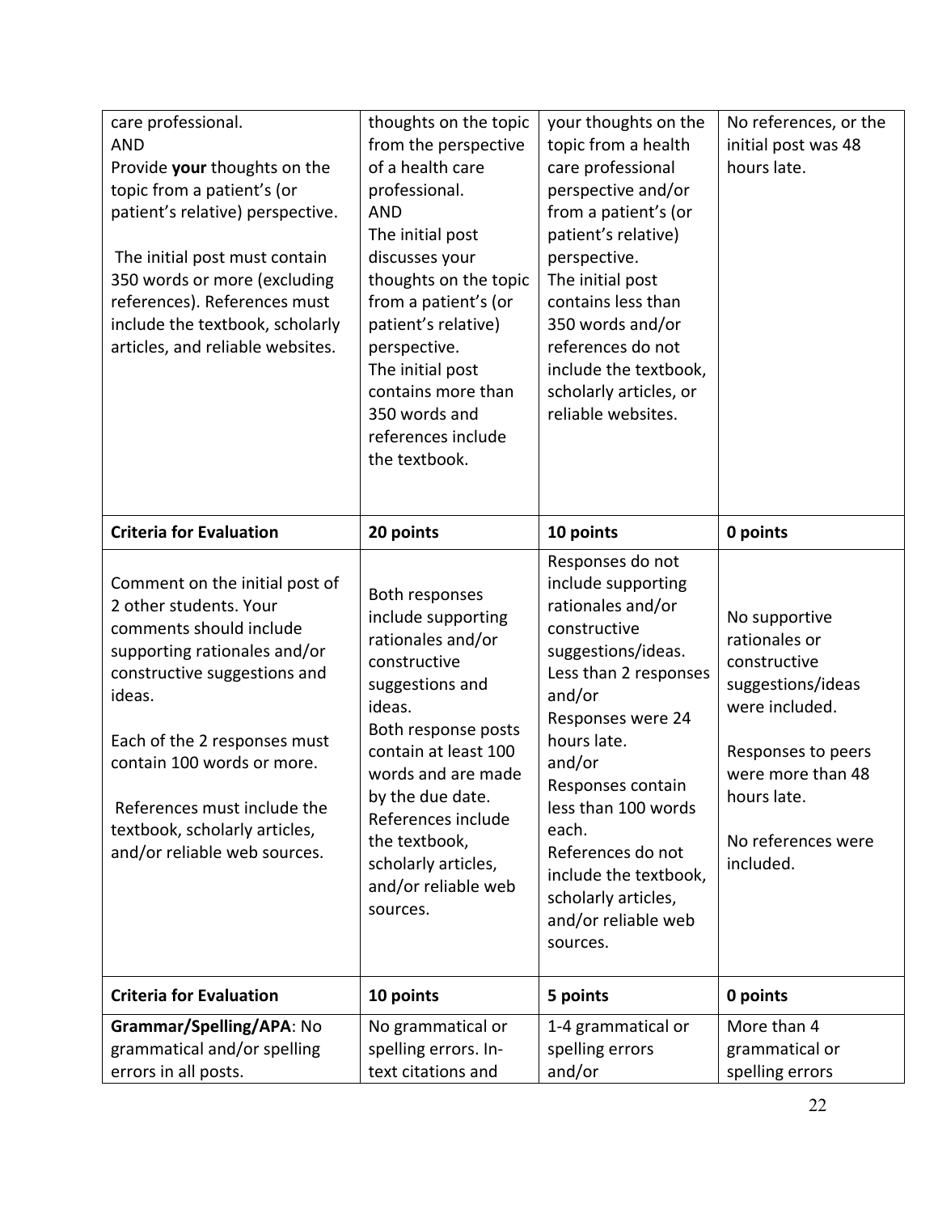| | | | |
|---|---|---|---|
| care professional.<br>AND<br>Provide **your** thoughts on the topic from a patient's (or patient's relative) perspective.<br><br>The initial post must contain 350 words or more (excluding references). References must include the textbook, scholarly articles, and reliable websites. | thoughts on the topic from the perspective of a health care professional.<br>AND<br>The initial post discusses your thoughts on the topic from a patient's (or patient's relative) perspective.<br>The initial post contains more than 350 words and references include the textbook. | your thoughts on the topic from a health care professional perspective and/or from a patient's (or patient's relative) perspective.<br>The initial post contains less than 350 words and/or references do not include the textbook, scholarly articles, or reliable websites. | No references, or the initial post was 48 hours late. |
| **Criteria for Evaluation** | **20 points** | **10 points** | **0 points** |
| Comment on the initial post of 2 other students. Your comments should include supporting rationales and/or constructive suggestions and ideas.<br><br>Each of the 2 responses must contain 100 words or more.<br><br>References must include the textbook, scholarly articles, and/or reliable web sources. | Both responses include supporting rationales and/or constructive suggestions and ideas.<br>Both response posts contain at least 100 words and are made by the due date.<br>References include the textbook, scholarly articles, and/or reliable web sources. | Responses do not include supporting rationales and/or constructive suggestions/ideas.<br>Less than 2 responses and/or<br>Responses were 24 hours late.<br>and/or<br>Responses contain less than 100 words each.<br>References do not include the textbook, scholarly articles, and/or reliable web sources. | No supportive rationales or constructive suggestions/ideas were included.<br><br>Responses to peers were more than 48 hours late.<br><br>No references were included. |
| **Criteria for Evaluation** | **10 points** | **5 points** | **0 points** |
| **Grammar/Spelling/APA**: No grammatical and/or spelling errors in all posts. | No grammatical or spelling errors. In-text citations and | 1-4 grammatical or spelling errors and/or | More than 4 grammatical or spelling errors |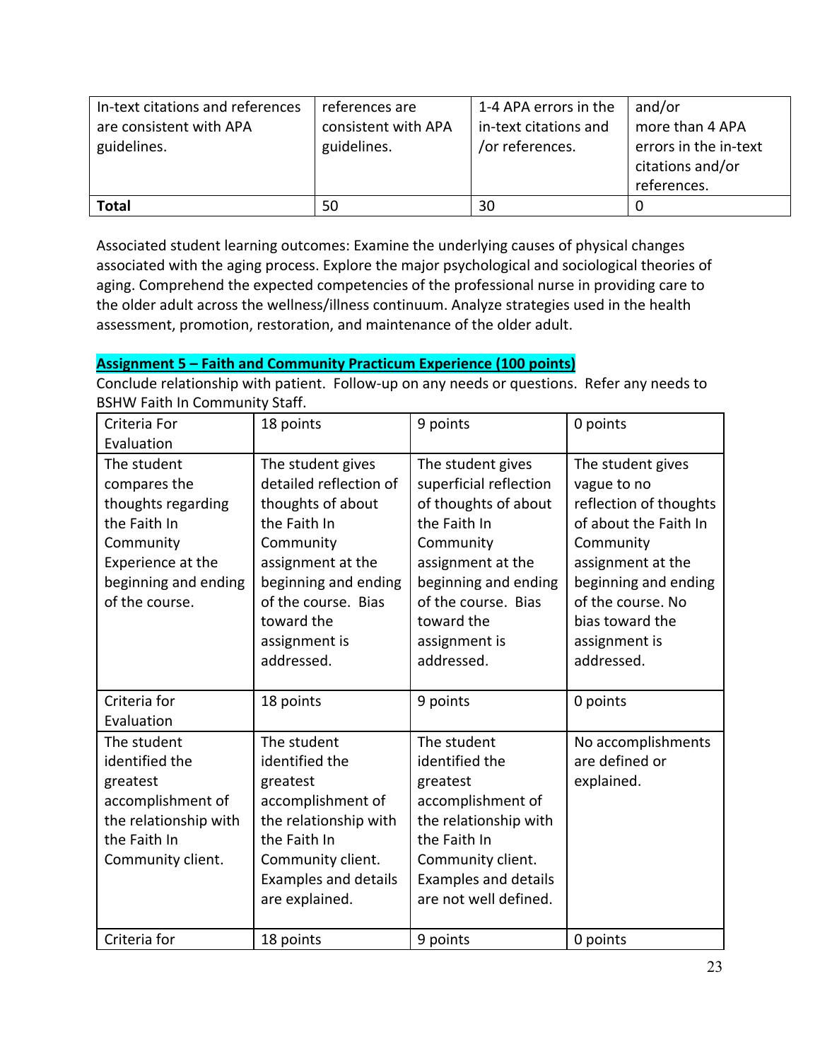| In-text citations and references are consistent with APA guidelines. | references are consistent with APA guidelines. | 1-4 APA errors in the in-text citations and /or references. | and/or more than 4 APA errors in the in-text citations and/or references. |
|---|---|---|---|
| **Total** | 50 | 30 | 0 |

Associated student learning outcomes: Examine the underlying causes of physical changes associated with the aging process. Explore the major psychological and sociological theories of aging. Comprehend the expected competencies of the professional nurse in providing care to the older adult across the wellness/illness continuum. Analyze strategies used in the health assessment, promotion, restoration, and maintenance of the older adult.

**Assignment 5 – Faith and Community Practicum Experience (100 points)**

Conclude relationship with patient. Follow-up on any needs or questions. Refer any needs to BSHW Faith In Community Staff.

| Criteria For Evaluation | 18 points | 9 points | 0 points |
|---|---|---|---|
| The student compares the thoughts regarding the Faith In Community Experience at the beginning and ending of the course. | The student gives detailed reflection of thoughts of about the Faith In Community assignment at the beginning and ending of the course. Bias toward the assignment is addressed. | The student gives superficial reflection of thoughts of about the Faith In Community assignment at the beginning and ending of the course. Bias toward the assignment is addressed. | The student gives vague to no reflection of thoughts of about the Faith In Community assignment at the beginning and ending of the course. No bias toward the assignment is addressed. |
| Criteria for Evaluation | 18 points | 9 points | 0 points |
| The student identified the greatest accomplishment of the relationship with the Faith In Community client. | The student identified the greatest accomplishment of the relationship with the Faith In Community client. Examples and details are explained. | The student identified the greatest accomplishment of the relationship with the Faith In Community client. Examples and details are not well defined. | No accomplishments are defined or explained. |
| Criteria for | 18 points | 9 points | 0 points |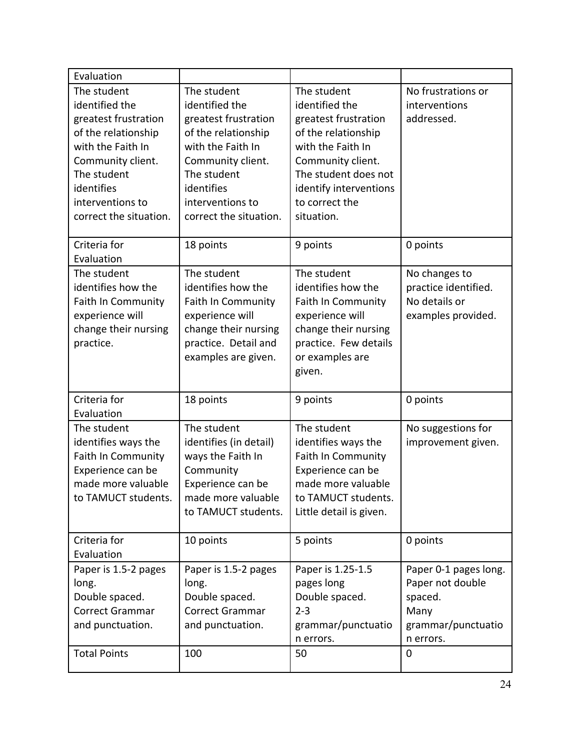| Evaluation | | | |
|---|---|---|---|
| The student identified the greatest frustration of the relationship with the Faith In Community client. The student identifies interventions to correct the situation. | The student identified the greatest frustration of the relationship with the Faith In Community client. The student identifies interventions to correct the situation. | The student identified the greatest frustration of the relationship with the Faith In Community client. The student does not identify interventions to correct the situation. | No frustrations or interventions addressed. |
| Criteria for Evaluation | 18 points | 9 points | 0 points |
| The student identifies how the Faith In Community experience will change their nursing practice. | The student identifies how the Faith In Community experience will change their nursing practice. Detail and examples are given. | The student identifies how the Faith In Community experience will change their nursing practice. Few details or examples are given. | No changes to practice identified. No details or examples provided. |
| Criteria for Evaluation | 18 points | 9 points | 0 points |
| The student identifies ways the Faith In Community Experience can be made more valuable to TAMUCT students. | The student identifies (in detail) ways the Faith In Community Experience can be made more valuable to TAMUCT students. | The student identifies ways the Faith In Community Experience can be made more valuable to TAMUCT students. Little detail is given. | No suggestions for improvement given. |
| Criteria for Evaluation | 10 points | 5 points | 0 points |
| Paper is 1.5-2 pages long. Double spaced. Correct Grammar and punctuation. | Paper is 1.5-2 pages long. Double spaced. Correct Grammar and punctuation. | Paper is 1.25-1.5 pages long Double spaced. 2-3 grammar/punctuation errors. | Paper 0-1 pages long. Paper not double spaced. Many grammar/punctuation errors. |
| Total Points | 100 | 50 | 0 |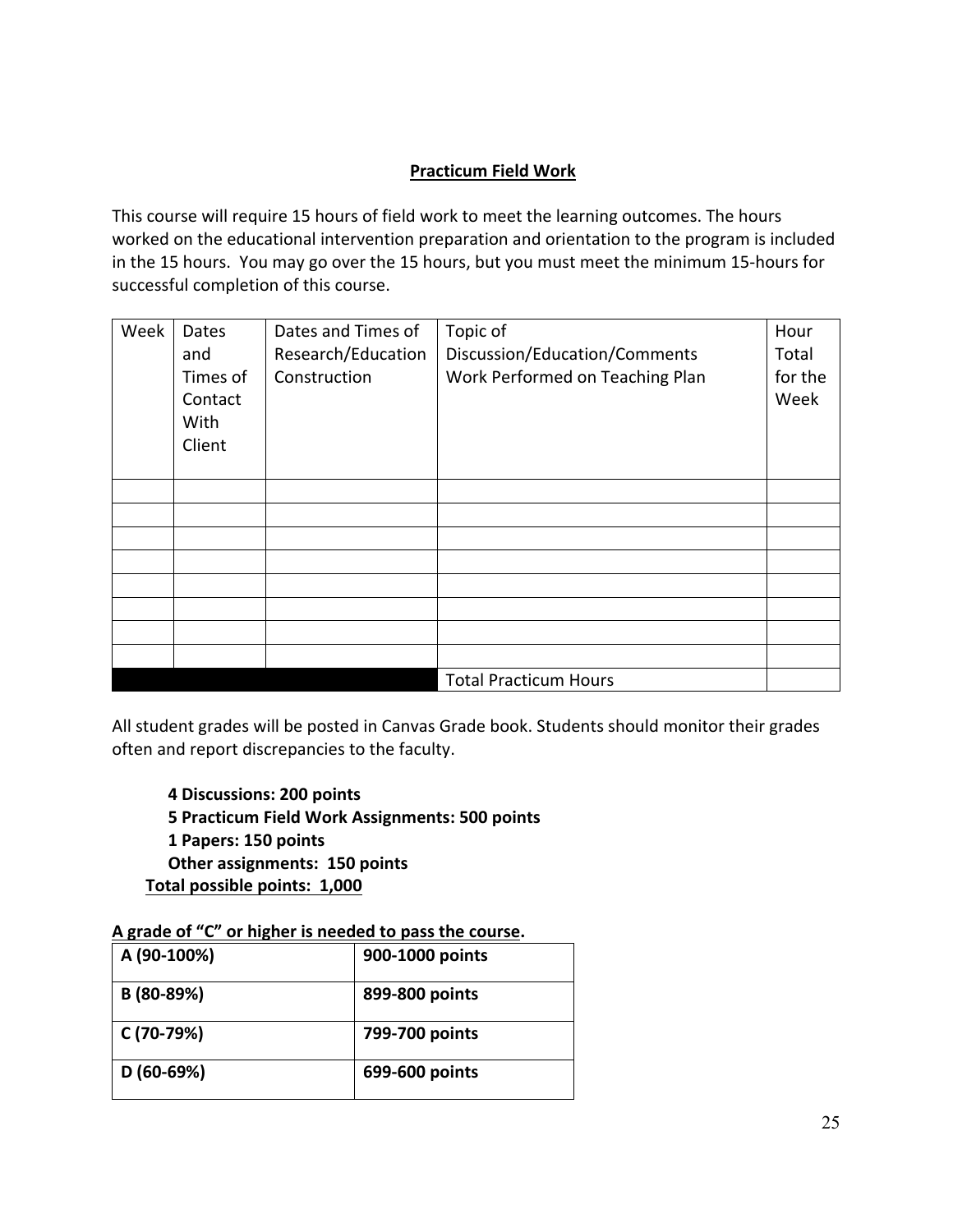**Practicum Field Work**

This course will require 15 hours of field work to meet the learning outcomes. The hours worked on the educational intervention preparation and orientation to the program is included in the 15 hours. You may go over the 15 hours, but you must meet the minimum 15-hours for successful completion of this course.

| Week | Dates and Times of Contact With Client | Dates and Times of Research/Education Construction | Topic of Discussion/Education/Comments Work Performed on Teaching Plan | Hour Total for the Week |
|---|---|---|---|---|
| | | | | |
| | | | | |
| | | | | |
| | | | | |
| | | | | |
| | | | | |
| | | | | |
| | | | | |
| | | | Total Practicum Hours | |

All student grades will be posted in Canvas Grade book. Students should monitor their grades often and report discrepancies to the faculty.

**4 Discussions: 200 points**
**5 Practicum Field Work Assignments: 500 points**
**1 Papers: 150 points**
**Other assignments: 150 points**
**Total possible points: 1,000**

**A grade of "C" or higher is needed to pass the course.**

| A (90-100%) | 900-1000 points |
|---|---|
| B (80-89%) | 899-800 points |
| C (70-79%) | 799-700 points |
| D (60-69%) | 699-600 points |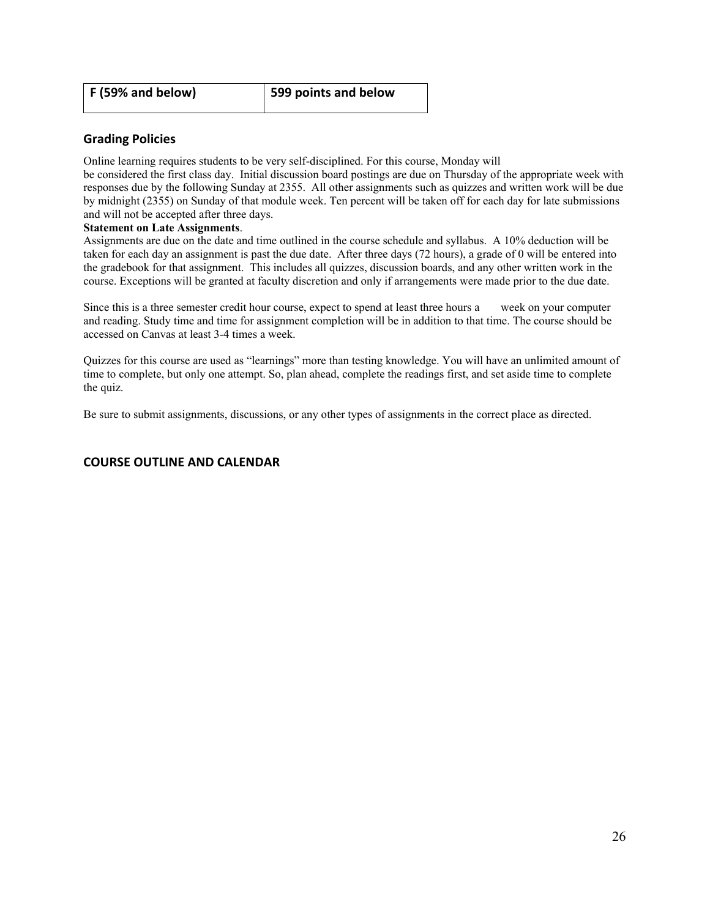| F (59% and below) | 599 points and below |
| --- | --- |

## Grading Policies

Online learning requires students to be very self-disciplined. For this course, Monday will be considered the first class day. Initial discussion board postings are due on Thursday of the appropriate week with responses due by the following Sunday at 2355. All other assignments such as quizzes and written work will be due by midnight (2355) on Sunday of that module week. Ten percent will be taken off for each day for late submissions and will not be accepted after three days.

**Statement on Late Assignments**.

Assignments are due on the date and time outlined in the course schedule and syllabus. A 10% deduction will be taken for each day an assignment is past the due date. After three days (72 hours), a grade of 0 will be entered into the gradebook for that assignment. This includes all quizzes, discussion boards, and any other written work in the course. Exceptions will be granted at faculty discretion and only if arrangements were made prior to the due date.

Since this is a three semester credit hour course, expect to spend at least three hours a week on your computer and reading. Study time and time for assignment completion will be in addition to that time. The course should be accessed on Canvas at least 3-4 times a week.

Quizzes for this course are used as "learnings" more than testing knowledge. You will have an unlimited amount of time to complete, but only one attempt. So, plan ahead, complete the readings first, and set aside time to complete the quiz.

Be sure to submit assignments, discussions, or any other types of assignments in the correct place as directed.

## COURSE OUTLINE AND CALENDAR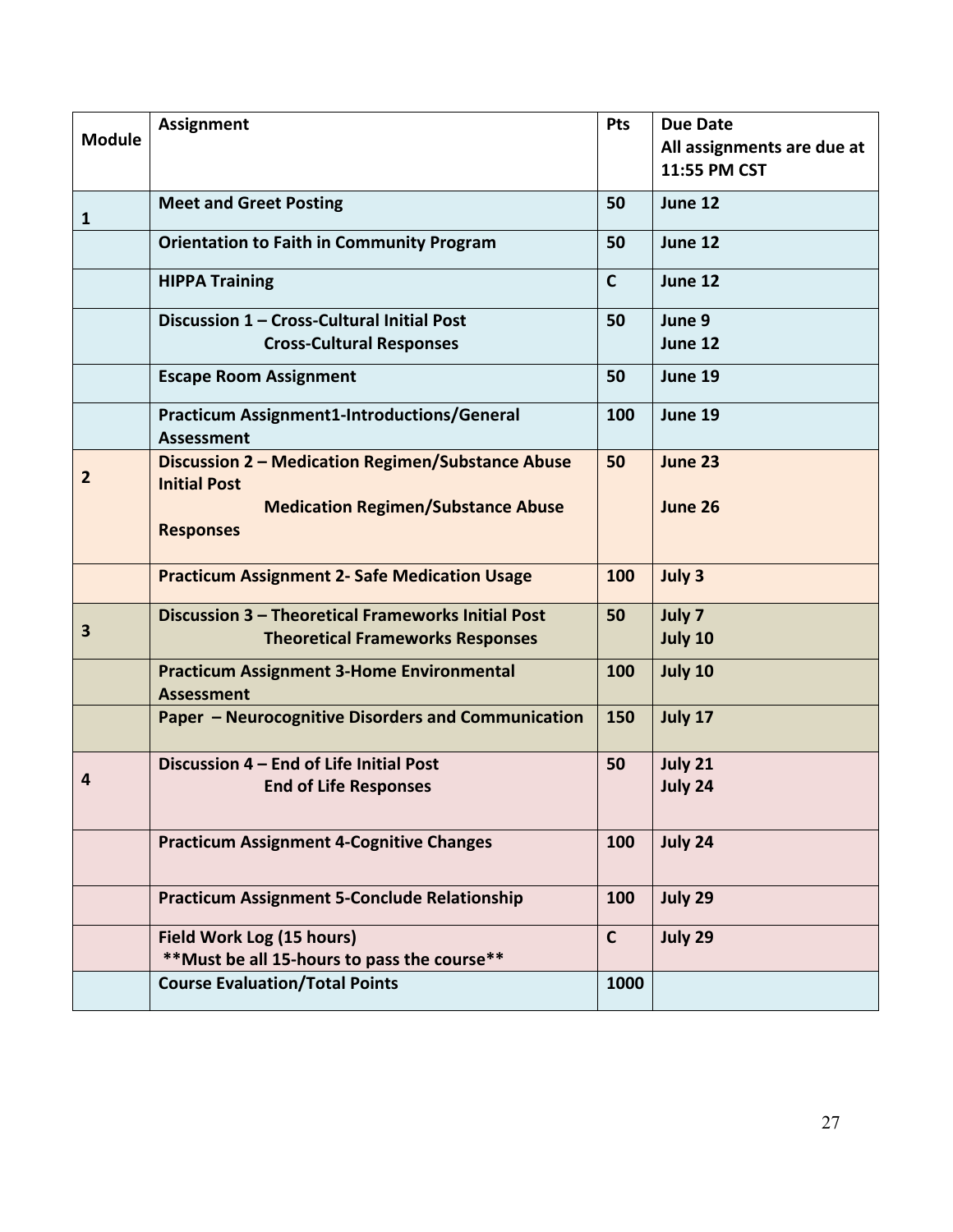| Module | Assignment | Pts | Due Date<br>All assignments are due at 11:55 PM CST |
|---|---|---|---|
| **1** | **Meet and Greet Posting** | **50** | **June 12** |
| | **Orientation to Faith in Community Program** | **50** | **June 12** |
| | **HIPPA Training** | **C** | **June 12** |
| | **Discussion 1 – Cross-Cultural Initial Post**<br>**Cross-Cultural Responses** | **50** | **June 9**<br>**June 12** |
| | **Escape Room Assignment** | **50** | **June 19** |
| | **Practicum Assignment1-Introductions/General Assessment** | **100** | **June 19** |
| **2** | **Discussion 2 – Medication Regimen/Substance Abuse Initial Post**<br>**Medication Regimen/Substance Abuse Responses** | **50** | **June 23**<br>**June 26** |
| | **Practicum Assignment 2- Safe Medication Usage** | **100** | **July 3** |
| **3** | **Discussion 3 – Theoretical Frameworks Initial Post**<br>**Theoretical Frameworks Responses** | **50** | **July 7**<br>**July 10** |
| | **Practicum Assignment 3-Home Environmental Assessment** | **100** | **July 10** |
| | **Paper – Neurocognitive Disorders and Communication** | **150** | **July 17** |
| **4** | **Discussion 4 – End of Life Initial Post**<br>**End of Life Responses** | **50** | **July 21**<br>**July 24** |
| | **Practicum Assignment 4-Cognitive Changes** | **100** | **July 24** |
| | **Practicum Assignment 5-Conclude Relationship** | **100** | **July 29** |
| | **Field Work Log (15 hours)**<br>**\*\*Must be all 15-hours to pass the course\*\*** | **C** | **July 29** |
| | **Course Evaluation/Total Points** | **1000** | |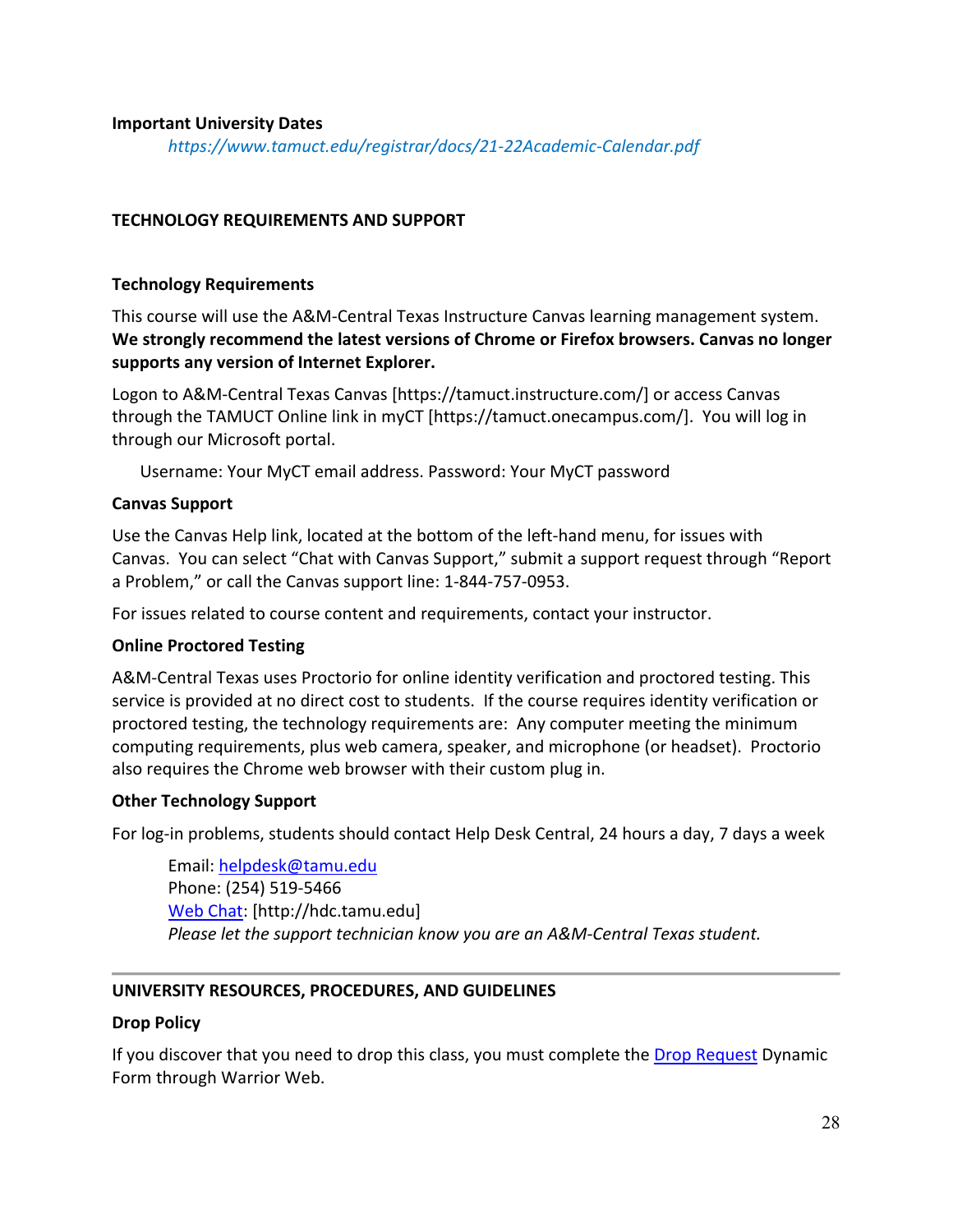**Important University Dates**

*https://www.tamuct.edu/registrar/docs/21-22Academic-Calendar.pdf*

## TECHNOLOGY REQUIREMENTS AND SUPPORT

### Technology Requirements

This course will use the A&M-Central Texas Instructure Canvas learning management system. **We strongly recommend the latest versions of Chrome or Firefox browsers. Canvas no longer supports any version of Internet Explorer.**

Logon to A&M-Central Texas Canvas [https://tamuct.instructure.com/] or access Canvas through the TAMUCT Online link in myCT [https://tamuct.onecampus.com/]. You will log in through our Microsoft portal.

Username: Your MyCT email address. Password: Your MyCT password

### Canvas Support

Use the Canvas Help link, located at the bottom of the left-hand menu, for issues with Canvas. You can select "Chat with Canvas Support," submit a support request through "Report a Problem," or call the Canvas support line: 1-844-757-0953.

For issues related to course content and requirements, contact your instructor.

### Online Proctored Testing

A&M-Central Texas uses Proctorio for online identity verification and proctored testing. This service is provided at no direct cost to students. If the course requires identity verification or proctored testing, the technology requirements are: Any computer meeting the minimum computing requirements, plus web camera, speaker, and microphone (or headset). Proctorio also requires the Chrome web browser with their custom plug in.

### Other Technology Support

For log-in problems, students should contact Help Desk Central, 24 hours a day, 7 days a week

Email: helpdesk@tamu.edu
Phone: (254) 519-5466
Web Chat: [http://hdc.tamu.edu]
*Please let the support technician know you are an A&M-Central Texas student.*

---

## UNIVERSITY RESOURCES, PROCEDURES, AND GUIDELINES

### Drop Policy

If you discover that you need to drop this class, you must complete the Drop Request Dynamic Form through Warrior Web.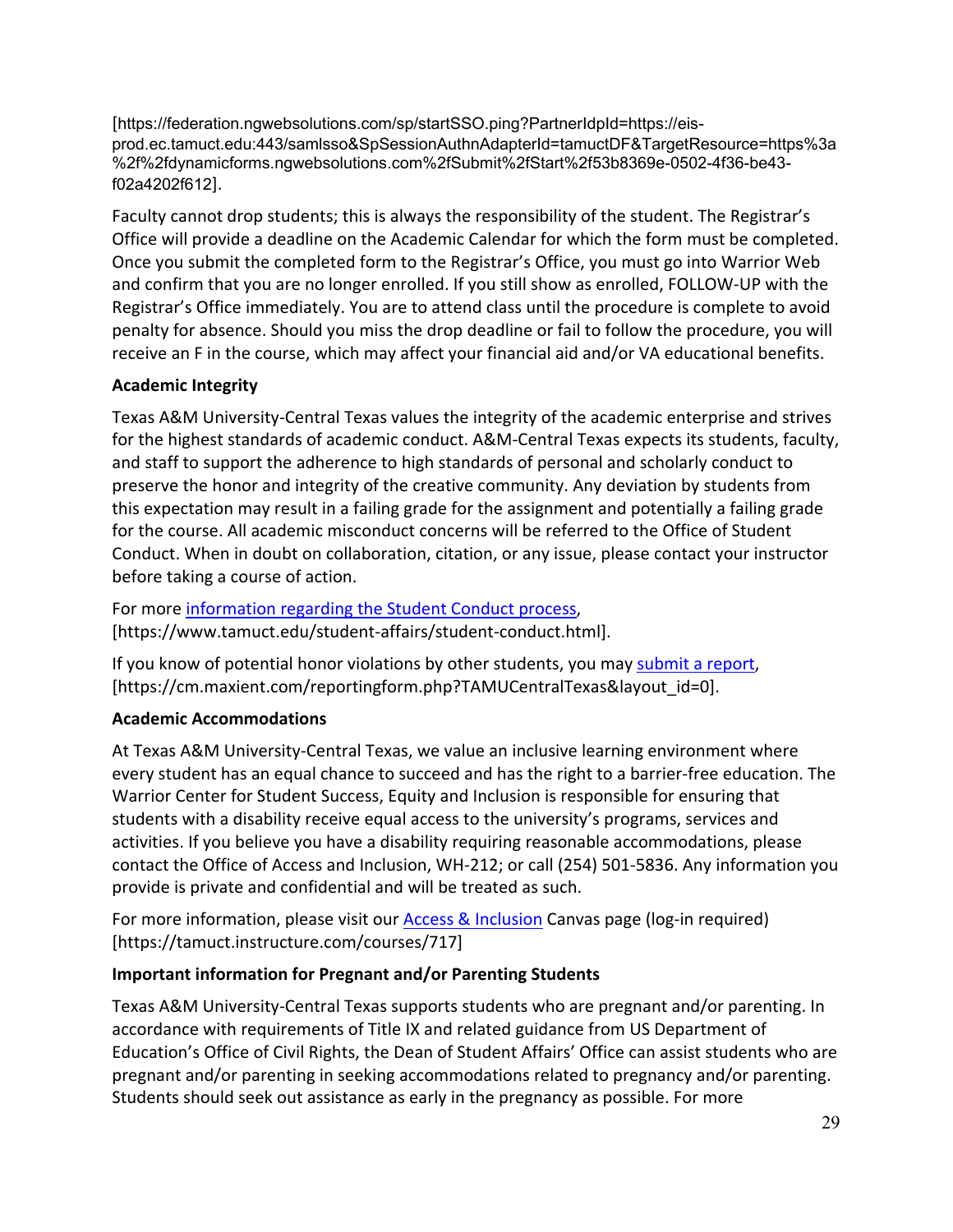[https://federation.ngwebsolutions.com/sp/startSSO.ping?PartnerIdpId=https://eis-prod.ec.tamuct.edu:443/samlsso&SpSessionAuthnAdapterId=tamuctDF&TargetResource=https%3a%2f%2fdynamicforms.ngwebsolutions.com%2fSubmit%2fStart%2f53b8369e-0502-4f36-be43-f02a4202f612].

Faculty cannot drop students; this is always the responsibility of the student. The Registrar's Office will provide a deadline on the Academic Calendar for which the form must be completed. Once you submit the completed form to the Registrar's Office, you must go into Warrior Web and confirm that you are no longer enrolled. If you still show as enrolled, FOLLOW-UP with the Registrar's Office immediately. You are to attend class until the procedure is complete to avoid penalty for absence. Should you miss the drop deadline or fail to follow the procedure, you will receive an F in the course, which may affect your financial aid and/or VA educational benefits.

**Academic Integrity**

Texas A&M University-Central Texas values the integrity of the academic enterprise and strives for the highest standards of academic conduct. A&M-Central Texas expects its students, faculty, and staff to support the adherence to high standards of personal and scholarly conduct to preserve the honor and integrity of the creative community. Any deviation by students from this expectation may result in a failing grade for the assignment and potentially a failing grade for the course. All academic misconduct concerns will be referred to the Office of Student Conduct. When in doubt on collaboration, citation, or any issue, please contact your instructor before taking a course of action.

For more information regarding the Student Conduct process, [https://www.tamuct.edu/student-affairs/student-conduct.html].

If you know of potential honor violations by other students, you may submit a report, [https://cm.maxient.com/reportingform.php?TAMUCentralTexas&layout_id=0].

**Academic Accommodations**

At Texas A&M University-Central Texas, we value an inclusive learning environment where every student has an equal chance to succeed and has the right to a barrier-free education. The Warrior Center for Student Success, Equity and Inclusion is responsible for ensuring that students with a disability receive equal access to the university's programs, services and activities. If you believe you have a disability requiring reasonable accommodations, please contact the Office of Access and Inclusion, WH-212; or call (254) 501-5836. Any information you provide is private and confidential and will be treated as such.

For more information, please visit our Access & Inclusion Canvas page (log-in required) [https://tamuct.instructure.com/courses/717]

**Important information for Pregnant and/or Parenting Students**

Texas A&M University-Central Texas supports students who are pregnant and/or parenting. In accordance with requirements of Title IX and related guidance from US Department of Education's Office of Civil Rights, the Dean of Student Affairs' Office can assist students who are pregnant and/or parenting in seeking accommodations related to pregnancy and/or parenting. Students should seek out assistance as early in the pregnancy as possible. For more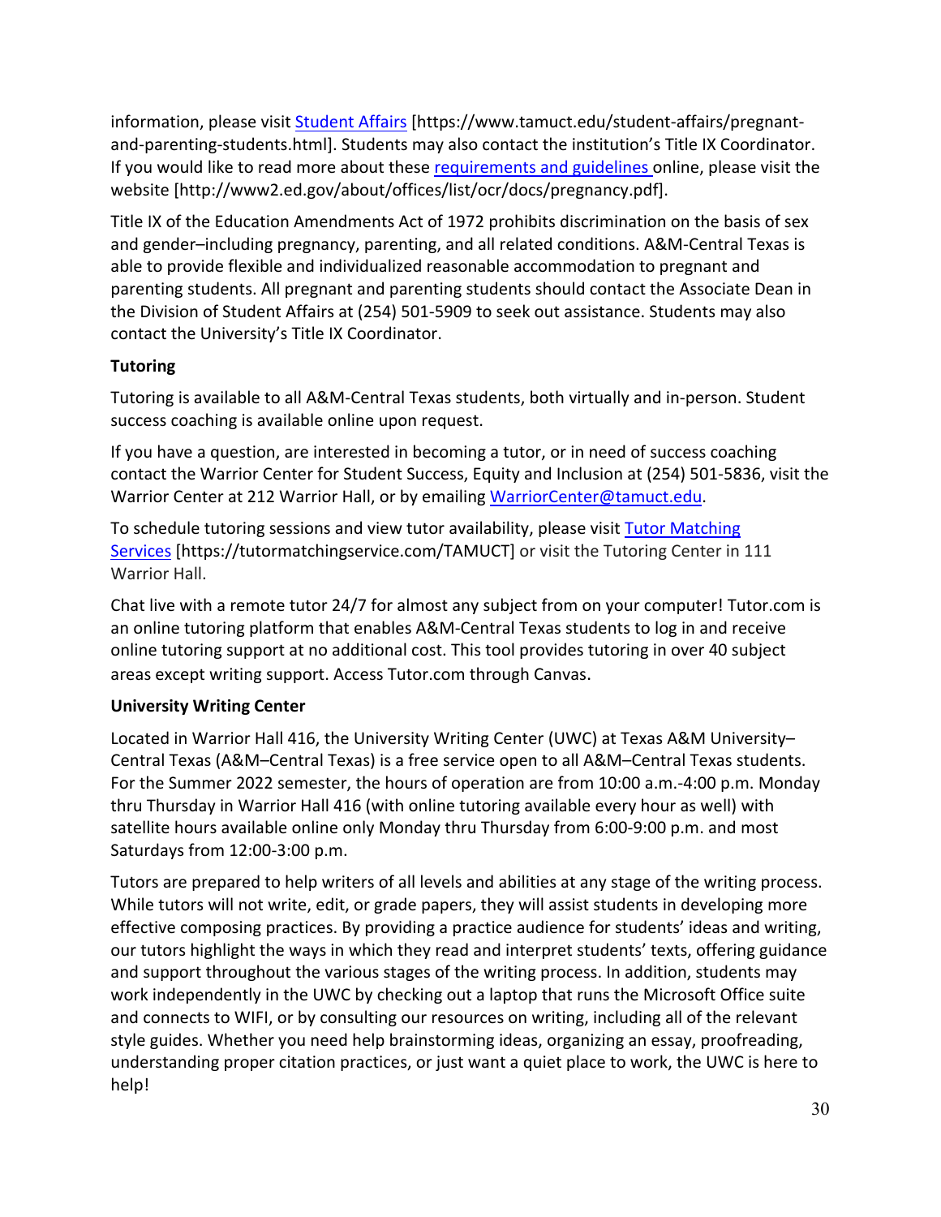information, please visit [Student Affairs](https://www.tamuct.edu/student-affairs/pregnant-and-parenting-students.html) [https://www.tamuct.edu/student-affairs/pregnant-and-parenting-students.html]. Students may also contact the institution's Title IX Coordinator. If you would like to read more about these [requirements and guidelines](http://www2.ed.gov/about/offices/list/ocr/docs/pregnancy.pdf) online, please visit the website [http://www2.ed.gov/about/offices/list/ocr/docs/pregnancy.pdf].

Title IX of the Education Amendments Act of 1972 prohibits discrimination on the basis of sex and gender–including pregnancy, parenting, and all related conditions. A&M-Central Texas is able to provide flexible and individualized reasonable accommodation to pregnant and parenting students. All pregnant and parenting students should contact the Associate Dean in the Division of Student Affairs at (254) 501-5909 to seek out assistance. Students may also contact the University's Title IX Coordinator.

**Tutoring**

Tutoring is available to all A&M-Central Texas students, both virtually and in-person. Student success coaching is available online upon request.

If you have a question, are interested in becoming a tutor, or in need of success coaching contact the Warrior Center for Student Success, Equity and Inclusion at (254) 501-5836, visit the Warrior Center at 212 Warrior Hall, or by emailing [WarriorCenter@tamuct.edu](mailto:WarriorCenter@tamuct.edu).

To schedule tutoring sessions and view tutor availability, please visit [Tutor Matching Services](https://tutormatchingservice.com/TAMUCT) [https://tutormatchingservice.com/TAMUCT] or visit the Tutoring Center in 111 Warrior Hall.

Chat live with a remote tutor 24/7 for almost any subject from on your computer! Tutor.com is an online tutoring platform that enables A&M-Central Texas students to log in and receive online tutoring support at no additional cost. This tool provides tutoring in over 40 subject areas except writing support. Access Tutor.com through Canvas.

**University Writing Center**

Located in Warrior Hall 416, the University Writing Center (UWC) at Texas A&M University–Central Texas (A&M–Central Texas) is a free service open to all A&M–Central Texas students. For the Summer 2022 semester, the hours of operation are from 10:00 a.m.-4:00 p.m. Monday thru Thursday in Warrior Hall 416 (with online tutoring available every hour as well) with satellite hours available online only Monday thru Thursday from 6:00-9:00 p.m. and most Saturdays from 12:00-3:00 p.m.

Tutors are prepared to help writers of all levels and abilities at any stage of the writing process. While tutors will not write, edit, or grade papers, they will assist students in developing more effective composing practices. By providing a practice audience for students' ideas and writing, our tutors highlight the ways in which they read and interpret students' texts, offering guidance and support throughout the various stages of the writing process. In addition, students may work independently in the UWC by checking out a laptop that runs the Microsoft Office suite and connects to WIFI, or by consulting our resources on writing, including all of the relevant style guides. Whether you need help brainstorming ideas, organizing an essay, proofreading, understanding proper citation practices, or just want a quiet place to work, the UWC is here to help!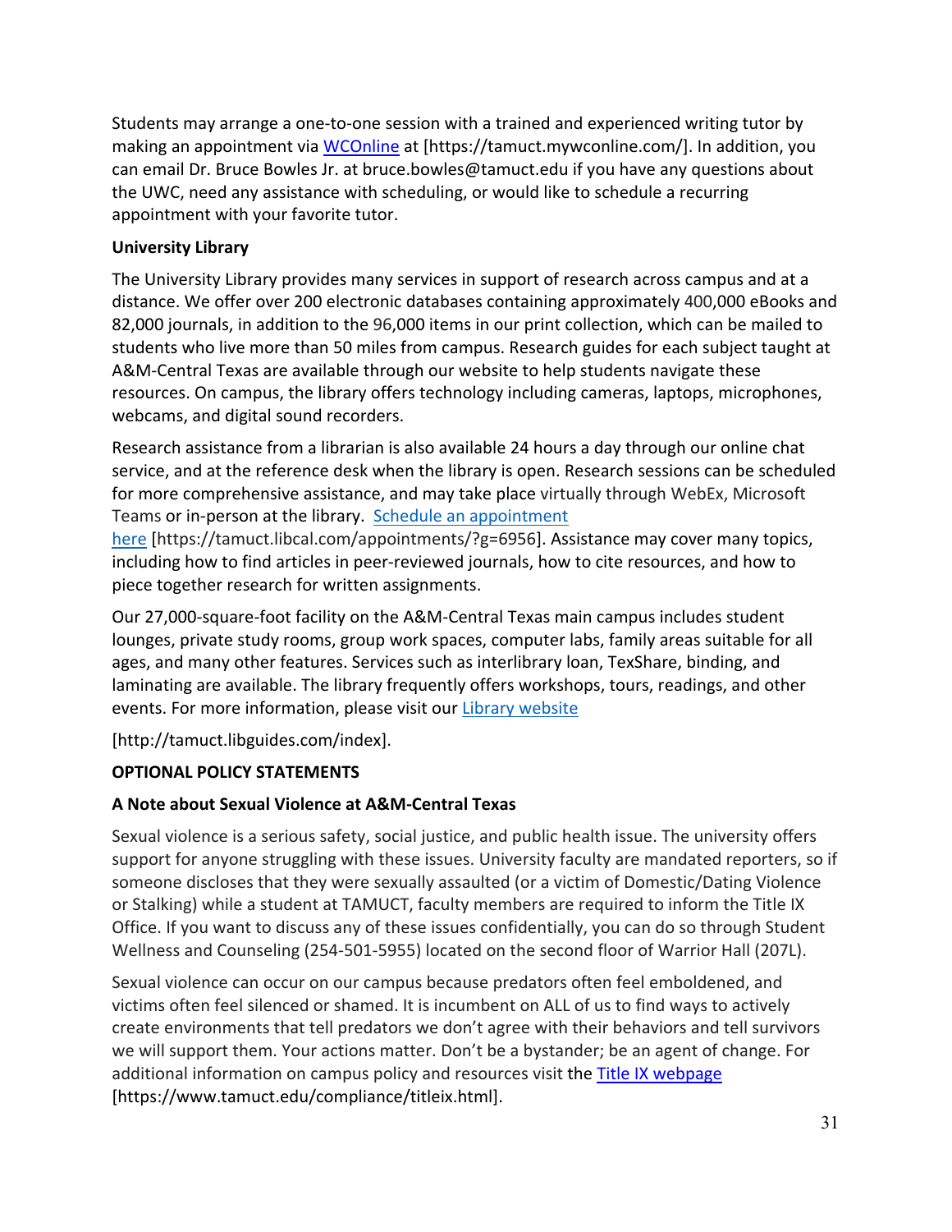Students may arrange a one-to-one session with a trained and experienced writing tutor by making an appointment via WCOnline at [https://tamuct.mywconline.com/]. In addition, you can email Dr. Bruce Bowles Jr. at bruce.bowles@tamuct.edu if you have any questions about the UWC, need any assistance with scheduling, or would like to schedule a recurring appointment with your favorite tutor.

**University Library**

The University Library provides many services in support of research across campus and at a distance. We offer over 200 electronic databases containing approximately 400,000 eBooks and 82,000 journals, in addition to the 96,000 items in our print collection, which can be mailed to students who live more than 50 miles from campus. Research guides for each subject taught at A&M-Central Texas are available through our website to help students navigate these resources. On campus, the library offers technology including cameras, laptops, microphones, webcams, and digital sound recorders.

Research assistance from a librarian is also available 24 hours a day through our online chat service, and at the reference desk when the library is open. Research sessions can be scheduled for more comprehensive assistance, and may take place virtually through WebEx, Microsoft Teams or in-person at the library. Schedule an appointment here [https://tamuct.libcal.com/appointments/?g=6956]. Assistance may cover many topics, including how to find articles in peer-reviewed journals, how to cite resources, and how to piece together research for written assignments.

Our 27,000-square-foot facility on the A&M-Central Texas main campus includes student lounges, private study rooms, group work spaces, computer labs, family areas suitable for all ages, and many other features. Services such as interlibrary loan, TexShare, binding, and laminating are available. The library frequently offers workshops, tours, readings, and other events. For more information, please visit our Library website

[http://tamuct.libguides.com/index].

**OPTIONAL POLICY STATEMENTS**

**A Note about Sexual Violence at A&M-Central Texas**

Sexual violence is a serious safety, social justice, and public health issue. The university offers support for anyone struggling with these issues. University faculty are mandated reporters, so if someone discloses that they were sexually assaulted (or a victim of Domestic/Dating Violence or Stalking) while a student at TAMUCT, faculty members are required to inform the Title IX Office. If you want to discuss any of these issues confidentially, you can do so through Student Wellness and Counseling (254-501-5955) located on the second floor of Warrior Hall (207L).

Sexual violence can occur on our campus because predators often feel emboldened, and victims often feel silenced or shamed. It is incumbent on ALL of us to find ways to actively create environments that tell predators we don't agree with their behaviors and tell survivors we will support them. Your actions matter. Don't be a bystander; be an agent of change. For additional information on campus policy and resources visit the Title IX webpage [https://www.tamuct.edu/compliance/titleix.html].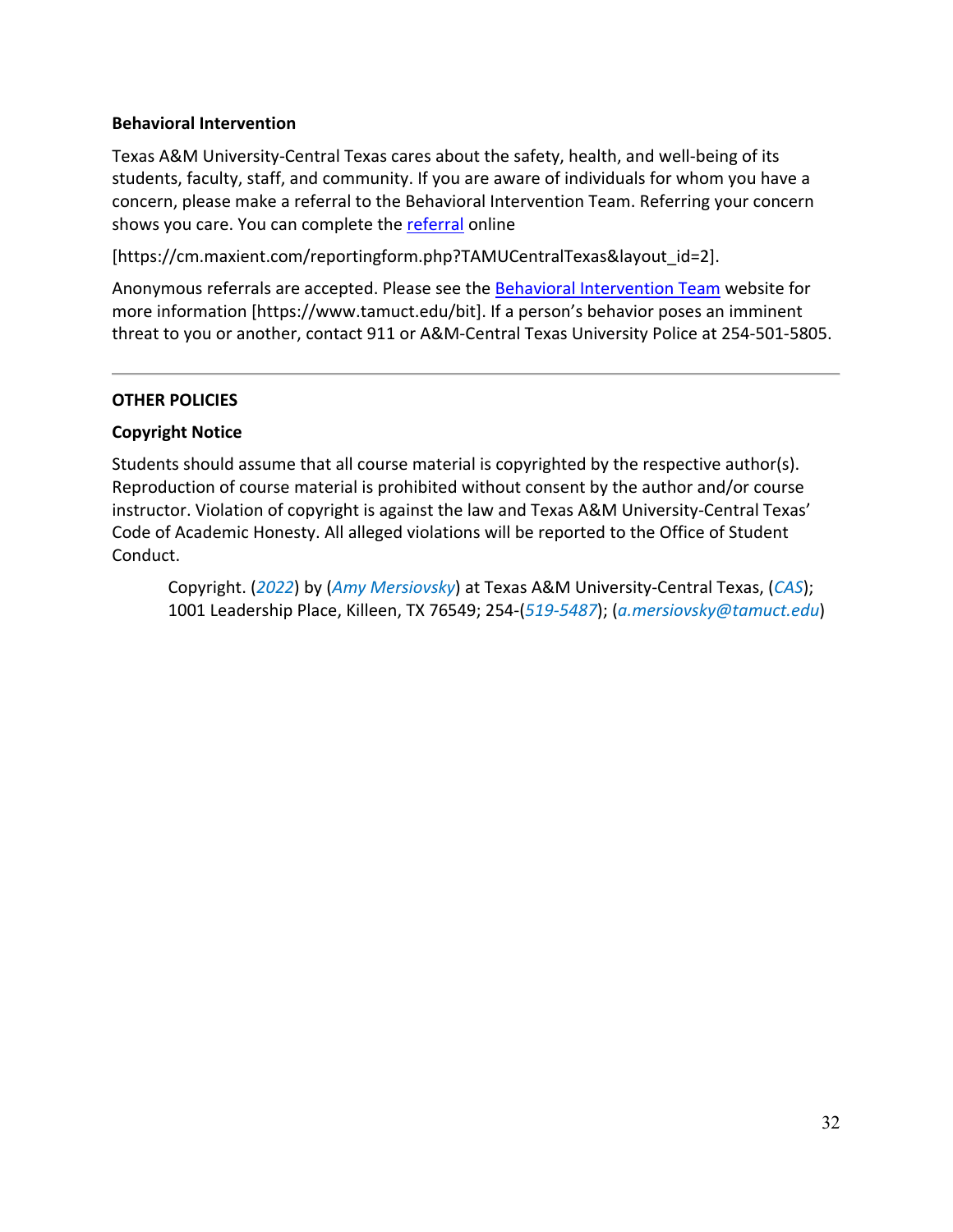**Behavioral Intervention**

Texas A&M University-Central Texas cares about the safety, health, and well-being of its students, faculty, staff, and community. If you are aware of individuals for whom you have a concern, please make a referral to the Behavioral Intervention Team. Referring your concern shows you care. You can complete the referral online

[https://cm.maxient.com/reportingform.php?TAMUCentralTexas&layout_id=2].

Anonymous referrals are accepted. Please see the Behavioral Intervention Team website for more information [https://www.tamuct.edu/bit]. If a person's behavior poses an imminent threat to you or another, contact 911 or A&M-Central Texas University Police at 254-501-5805.

---

**OTHER POLICIES**

**Copyright Notice**

Students should assume that all course material is copyrighted by the respective author(s). Reproduction of course material is prohibited without consent by the author and/or course instructor. Violation of copyright is against the law and Texas A&M University-Central Texas' Code of Academic Honesty. All alleged violations will be reported to the Office of Student Conduct.

> Copyright. (*2022*) by (*Amy Mersiovsky*) at Texas A&M University-Central Texas, (*CAS*); 1001 Leadership Place, Killeen, TX 76549; 254-(*519-5487*); (*a.mersiovsky@tamuct.edu*)